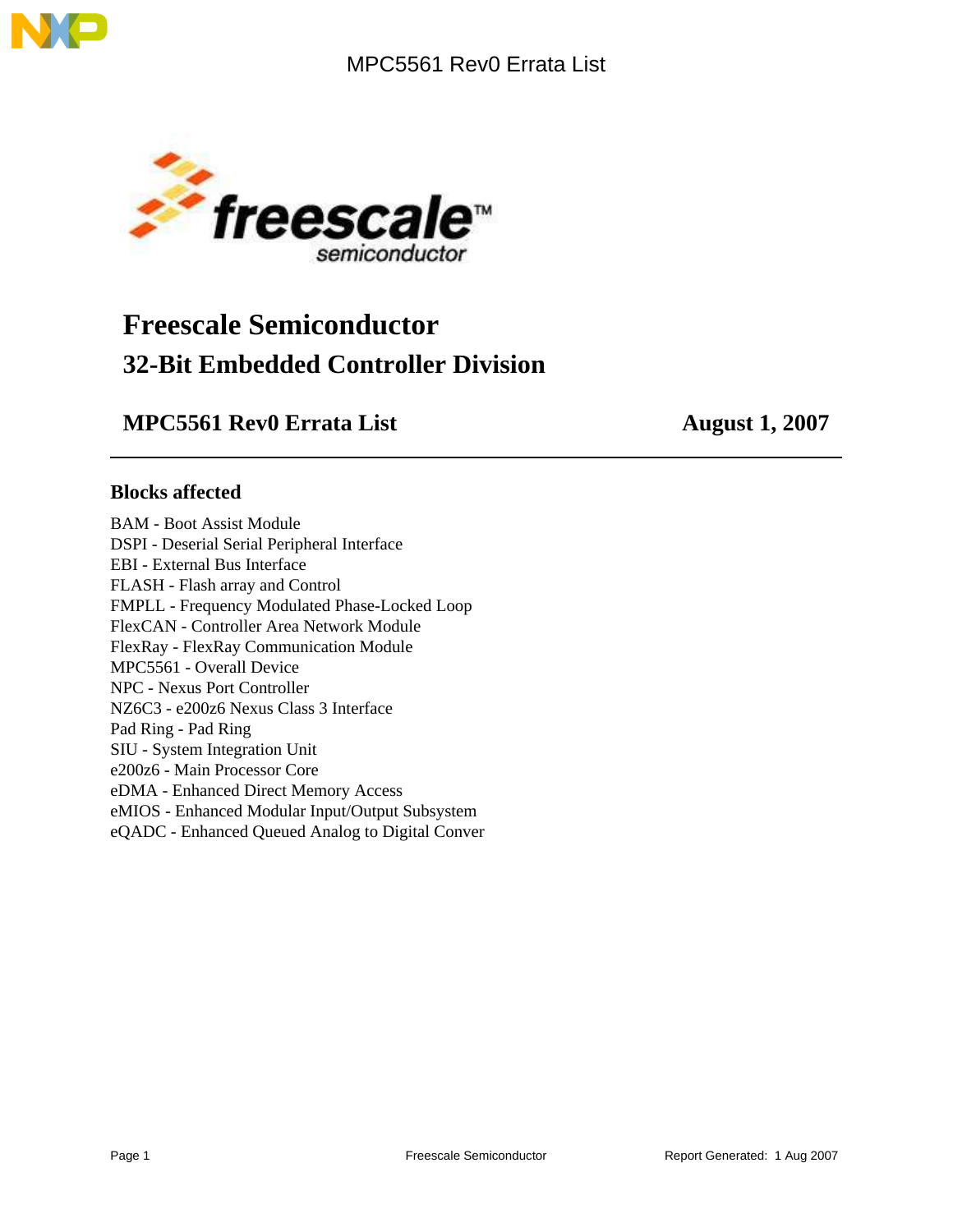# Freescale Semiconductor

## 32-Bit Embedded Controller Division

### MPC5561 Rev0 Errata List — August 1, 2007

---

### Blocks affected

BAM - Boot Assist Module
DSPI - Deserial Serial Peripheral Interface
EBI - External Bus Interface
FLASH - Flash array and Control
FMPLL - Frequency Modulated Phase-Locked Loop
FlexCAN - Controller Area Network Module
FlexRay - FlexRay Communication Module
MPC5561 - Overall Device
NPC - Nexus Port Controller
NZ6C3 - e200z6 Nexus Class 3 Interface
Pad Ring - Pad Ring
SIU - System Integration Unit
e200z6 - Main Processor Core
eDMA - Enhanced Direct Memory Access
eMIOS - Enhanced Modular Input/Output Subsystem
eQADC - Enhanced Queued Analog to Digital Conver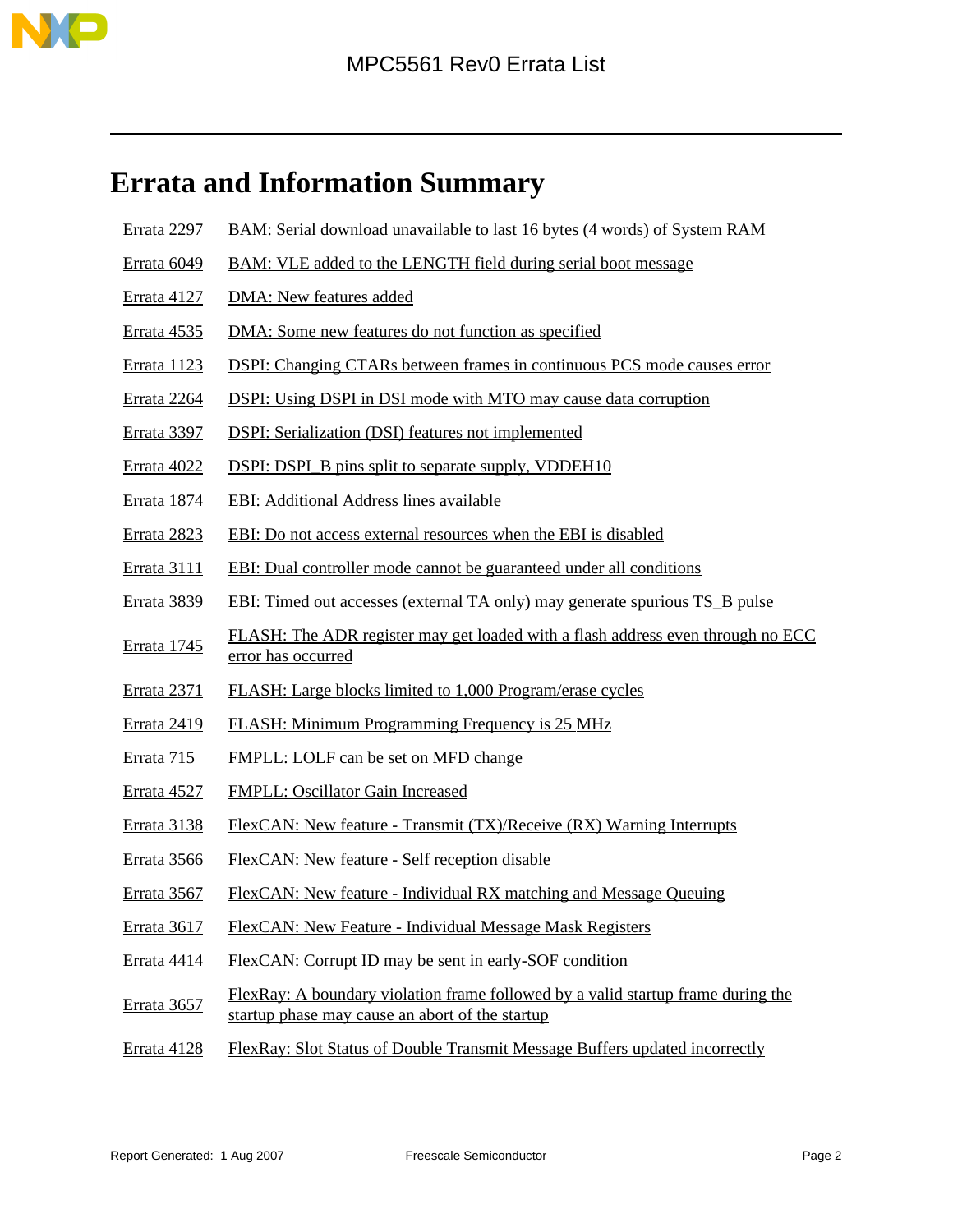# Errata and Information Summary

| | |
|---|---|
| Errata 2297 | BAM: Serial download unavailable to last 16 bytes (4 words) of System RAM |
| Errata 6049 | BAM: VLE added to the LENGTH field during serial boot message |
| Errata 4127 | DMA: New features added |
| Errata 4535 | DMA: Some new features do not function as specified |
| Errata 1123 | DSPI: Changing CTARs between frames in continuous PCS mode causes error |
| Errata 2264 | DSPI: Using DSPI in DSI mode with MTO may cause data corruption |
| Errata 3397 | DSPI: Serialization (DSI) features not implemented |
| Errata 4022 | DSPI: DSPI_B pins split to separate supply, VDDEH10 |
| Errata 1874 | EBI: Additional Address lines available |
| Errata 2823 | EBI: Do not access external resources when the EBI is disabled |
| Errata 3111 | EBI: Dual controller mode cannot be guaranteed under all conditions |
| Errata 3839 | EBI: Timed out accesses (external TA only) may generate spurious TS_B pulse |
| Errata 1745 | FLASH: The ADR register may get loaded with a flash address even through no ECC error has occurred |
| Errata 2371 | FLASH: Large blocks limited to 1,000 Program/erase cycles |
| Errata 2419 | FLASH: Minimum Programming Frequency is 25 MHz |
| Errata 715 | FMPLL: LOLF can be set on MFD change |
| Errata 4527 | FMPLL: Oscillator Gain Increased |
| Errata 3138 | FlexCAN: New feature - Transmit (TX)/Receive (RX) Warning Interrupts |
| Errata 3566 | FlexCAN: New feature - Self reception disable |
| Errata 3567 | FlexCAN: New feature - Individual RX matching and Message Queuing |
| Errata 3617 | FlexCAN: New Feature - Individual Message Mask Registers |
| Errata 4414 | FlexCAN: Corrupt ID may be sent in early-SOF condition |
| Errata 3657 | FlexRay: A boundary violation frame followed by a valid startup frame during the startup phase may cause an abort of the startup |
| Errata 4128 | FlexRay: Slot Status of Double Transmit Message Buffers updated incorrectly |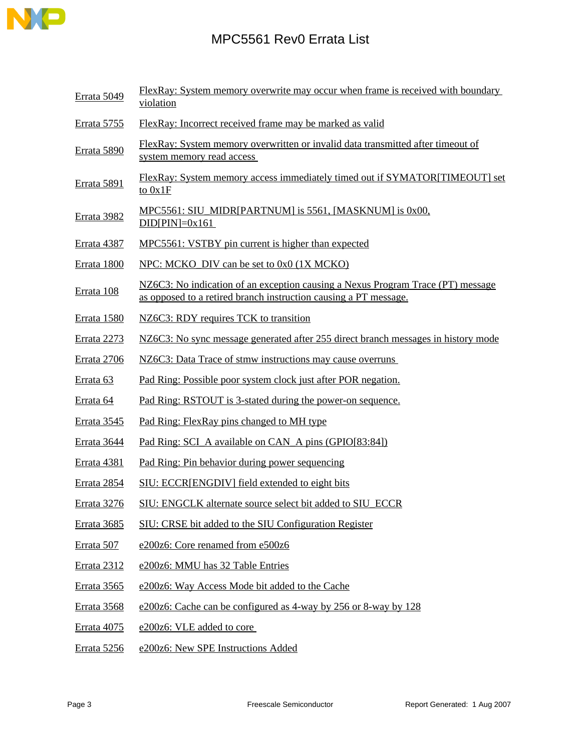# MPC5561 Rev0 Errata List

| | |
|---|---|
| Errata 5049 | FlexRay: System memory overwrite may occur when frame is received with boundary violation |
| Errata 5755 | FlexRay: Incorrect received frame may be marked as valid |
| Errata 5890 | FlexRay: System memory overwritten or invalid data transmitted after timeout of system memory read access |
| Errata 5891 | FlexRay: System memory access immediately timed out if SYMATOR[TIMEOUT] set to 0x1F |
| Errata 3982 | MPC5561: SIU_MIDR[PARTNUM] is 5561, [MASKNUM] is 0x00, DID[PIN]=0x161 |
| Errata 4387 | MPC5561: VSTBY pin current is higher than expected |
| Errata 1800 | NPC: MCKO_DIV can be set to 0x0 (1X MCKO) |
| Errata 108 | NZ6C3: No indication of an exception causing a Nexus Program Trace (PT) message as opposed to a retired branch instruction causing a PT message. |
| Errata 1580 | NZ6C3: RDY requires TCK to transition |
| Errata 2273 | NZ6C3: No sync message generated after 255 direct branch messages in history mode |
| Errata 2706 | NZ6C3: Data Trace of stmw instructions may cause overruns |
| Errata 63 | Pad Ring: Possible poor system clock just after POR negation. |
| Errata 64 | Pad Ring: RSTOUT is 3-stated during the power-on sequence. |
| Errata 3545 | Pad Ring: FlexRay pins changed to MH type |
| Errata 3644 | Pad Ring: SCI_A available on CAN_A pins (GPIO[83:84]) |
| Errata 4381 | Pad Ring: Pin behavior during power sequencing |
| Errata 2854 | SIU: ECCR[ENGDIV] field extended to eight bits |
| Errata 3276 | SIU: ENGCLK alternate source select bit added to SIU_ECCR |
| Errata 3685 | SIU: CRSE bit added to the SIU Configuration Register |
| Errata 507 | e200z6: Core renamed from e500z6 |
| Errata 2312 | e200z6: MMU has 32 Table Entries |
| Errata 3565 | e200z6: Way Access Mode bit added to the Cache |
| Errata 3568 | e200z6: Cache can be configured as 4-way by 256 or 8-way by 128 |
| Errata 4075 | e200z6: VLE added to core |
| Errata 5256 | e200z6: New SPE Instructions Added |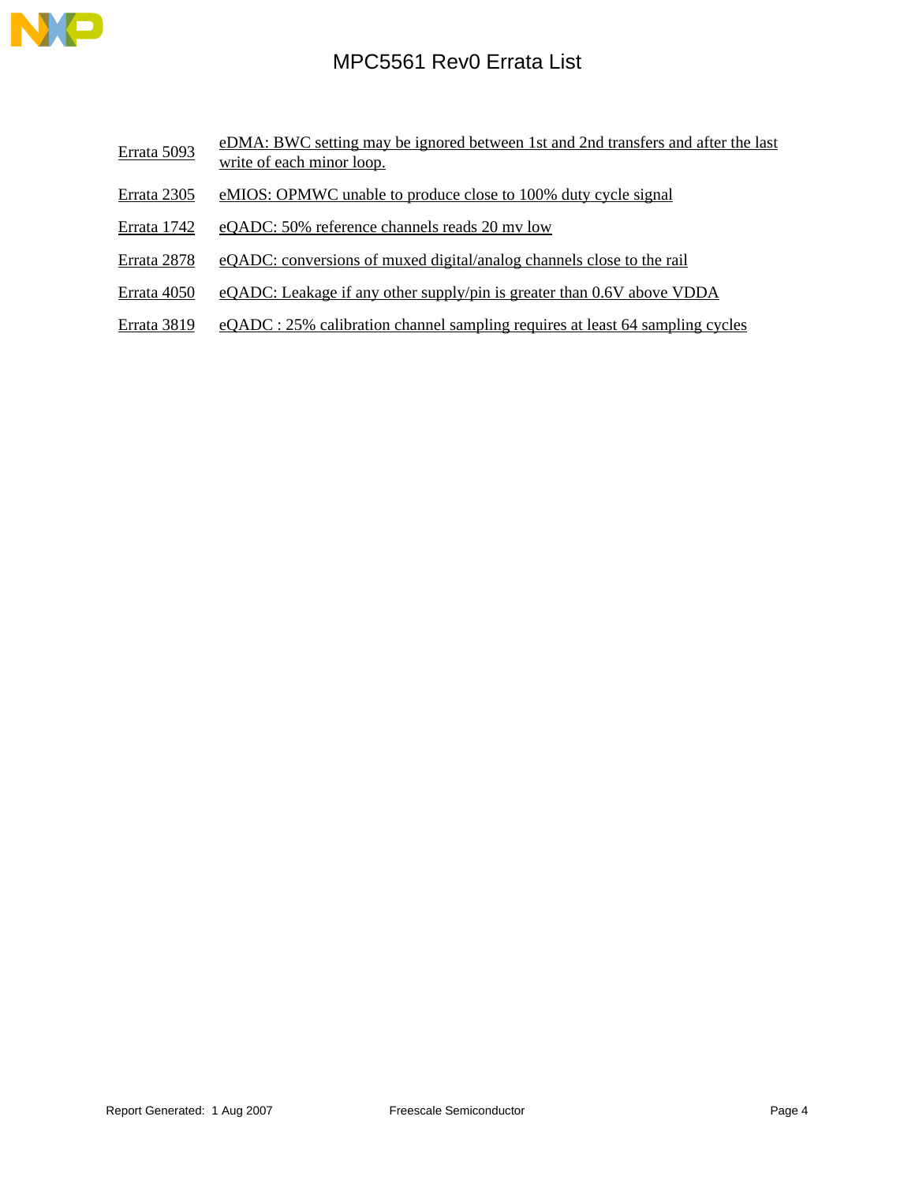| | |
|---|---|
| Errata 5093 | eDMA: BWC setting may be ignored between 1st and 2nd transfers and after the last write of each minor loop. |
| Errata 2305 | eMIOS: OPMWC unable to produce close to 100% duty cycle signal |
| Errata 1742 | eQADC: 50% reference channels reads 20 mv low |
| Errata 2878 | eQADC: conversions of muxed digital/analog channels close to the rail |
| Errata 4050 | eQADC: Leakage if any other supply/pin is greater than 0.6V above VDDA |
| Errata 3819 | eQADC : 25% calibration channel sampling requires at least 64 sampling cycles |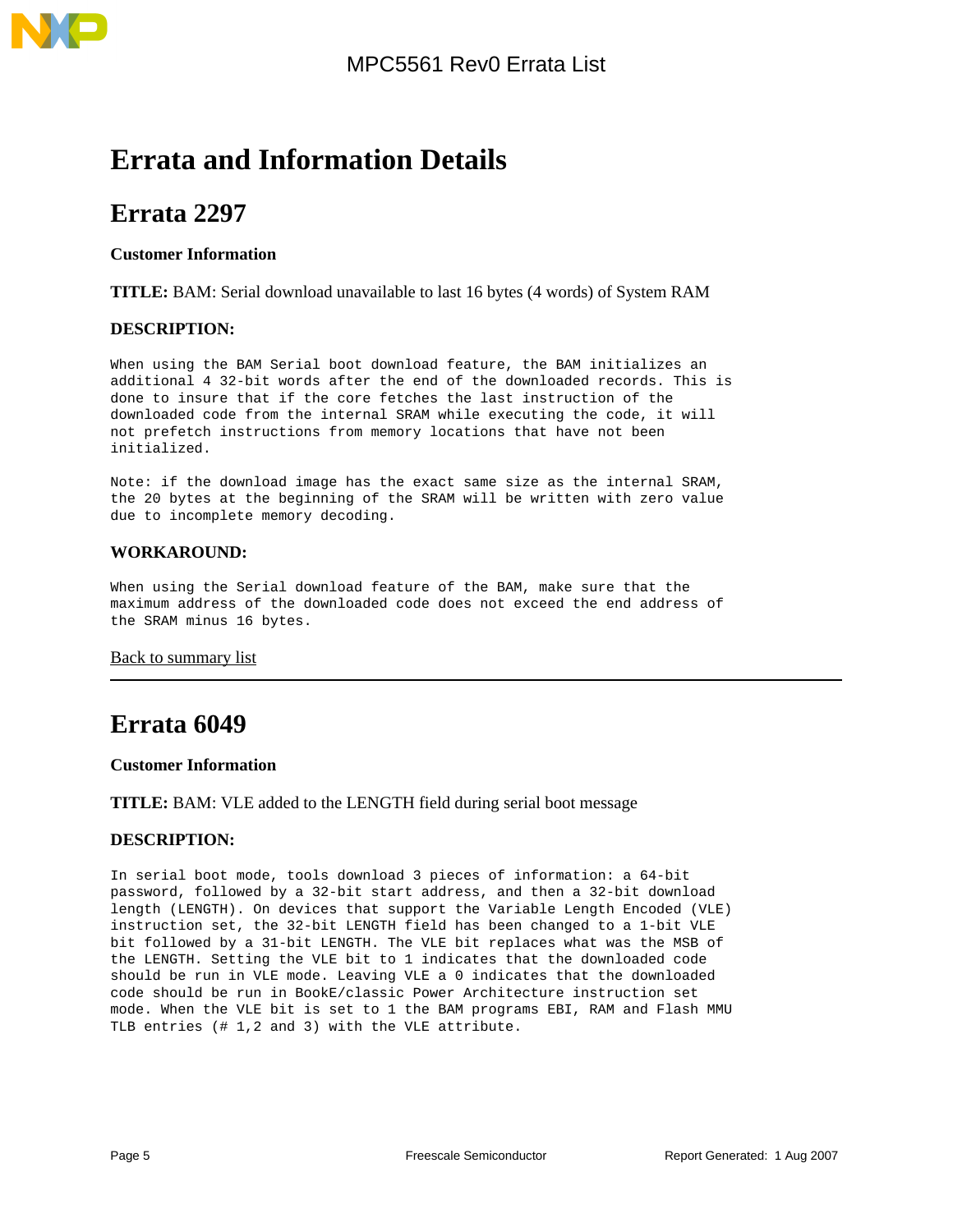# Errata and Information Details

## Errata 2297

**Customer Information**

**TITLE:** BAM: Serial download unavailable to last 16 bytes (4 words) of System RAM

**DESCRIPTION:**

When using the BAM Serial boot download feature, the BAM initializes an additional 4 32-bit words after the end of the downloaded records. This is done to insure that if the core fetches the last instruction of the downloaded code from the internal SRAM while executing the code, it will not prefetch instructions from memory locations that have not been initialized.

Note: if the download image has the exact same size as the internal SRAM, the 20 bytes at the beginning of the SRAM will be written with zero value due to incomplete memory decoding.

**WORKAROUND:**

When using the Serial download feature of the BAM, make sure that the maximum address of the downloaded code does not exceed the end address of the SRAM minus 16 bytes.

Back to summary list

---

## Errata 6049

**Customer Information**

**TITLE:** BAM: VLE added to the LENGTH field during serial boot message

**DESCRIPTION:**

In serial boot mode, tools download 3 pieces of information: a 64-bit password, followed by a 32-bit start address, and then a 32-bit download length (LENGTH). On devices that support the Variable Length Encoded (VLE) instruction set, the 32-bit LENGTH field has been changed to a 1-bit VLE bit followed by a 31-bit LENGTH. The VLE bit replaces what was the MSB of the LENGTH. Setting the VLE bit to 1 indicates that the downloaded code should be run in VLE mode. Leaving VLE a 0 indicates that the downloaded code should be run in BookE/classic Power Architecture instruction set mode. When the VLE bit is set to 1 the BAM programs EBI, RAM and Flash MMU TLB entries (# 1,2 and 3) with the VLE attribute.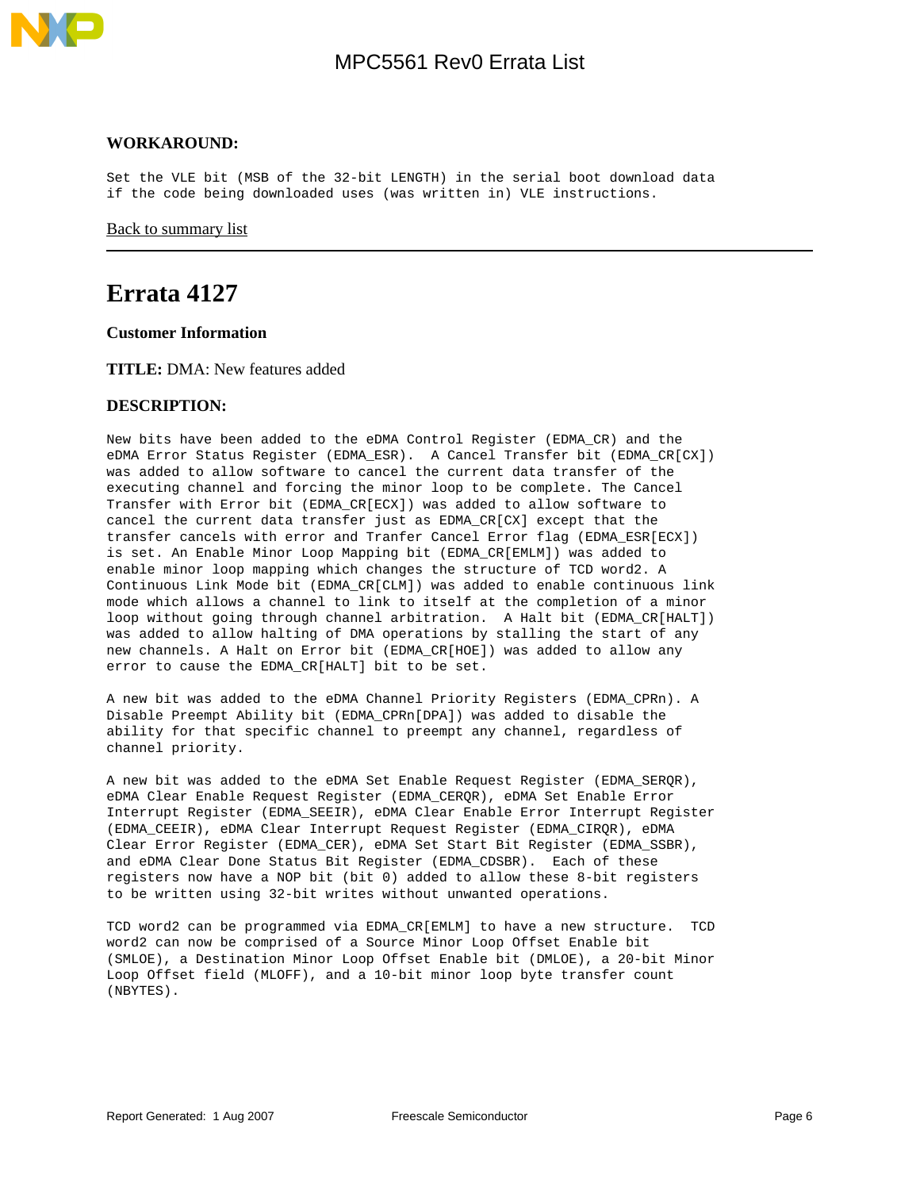**WORKAROUND:**

Set the VLE bit (MSB of the 32-bit LENGTH) in the serial boot download data if the code being downloaded uses (was written in) VLE instructions.

Back to summary list

---

# Errata 4127

**Customer Information**

**TITLE:** DMA: New features added

**DESCRIPTION:**

New bits have been added to the eDMA Control Register (EDMA_CR) and the eDMA Error Status Register (EDMA_ESR). A Cancel Transfer bit (EDMA_CR[CX]) was added to allow software to cancel the current data transfer of the executing channel and forcing the minor loop to be complete. The Cancel Transfer with Error bit (EDMA_CR[ECX]) was added to allow software to cancel the current data transfer just as EDMA_CR[CX] except that the transfer cancels with error and Tranfer Cancel Error flag (EDMA_ESR[ECX]) is set. An Enable Minor Loop Mapping bit (EDMA_CR[EMLM]) was added to enable minor loop mapping which changes the structure of TCD word2. A Continuous Link Mode bit (EDMA_CR[CLM]) was added to enable continuous link mode which allows a channel to link to itself at the completion of a minor loop without going through channel arbitration. A Halt bit (EDMA_CR[HALT]) was added to allow halting of DMA operations by stalling the start of any new channels. A Halt on Error bit (EDMA_CR[HOE]) was added to allow any error to cause the EDMA_CR[HALT] bit to be set.

A new bit was added to the eDMA Channel Priority Registers (EDMA_CPRn). A Disable Preempt Ability bit (EDMA_CPRn[DPA]) was added to disable the ability for that specific channel to preempt any channel, regardless of channel priority.

A new bit was added to the eDMA Set Enable Request Register (EDMA_SERQR), eDMA Clear Enable Request Register (EDMA_CERQR), eDMA Set Enable Error Interrupt Register (EDMA_SEEIR), eDMA Clear Enable Error Interrupt Register (EDMA_CEEIR), eDMA Clear Interrupt Request Register (EDMA_CIRQR), eDMA Clear Error Register (EDMA_CER), eDMA Set Start Bit Register (EDMA_SSBR), and eDMA Clear Done Status Bit Register (EDMA_CDSBR). Each of these registers now have a NOP bit (bit 0) added to allow these 8-bit registers to be written using 32-bit writes without unwanted operations.

TCD word2 can be programmed via EDMA_CR[EMLM] to have a new structure. TCD word2 can now be comprised of a Source Minor Loop Offset Enable bit (SMLOE), a Destination Minor Loop Offset Enable bit (DMLOE), a 20-bit Minor Loop Offset field (MLOFF), and a 10-bit minor loop byte transfer count (NBYTES).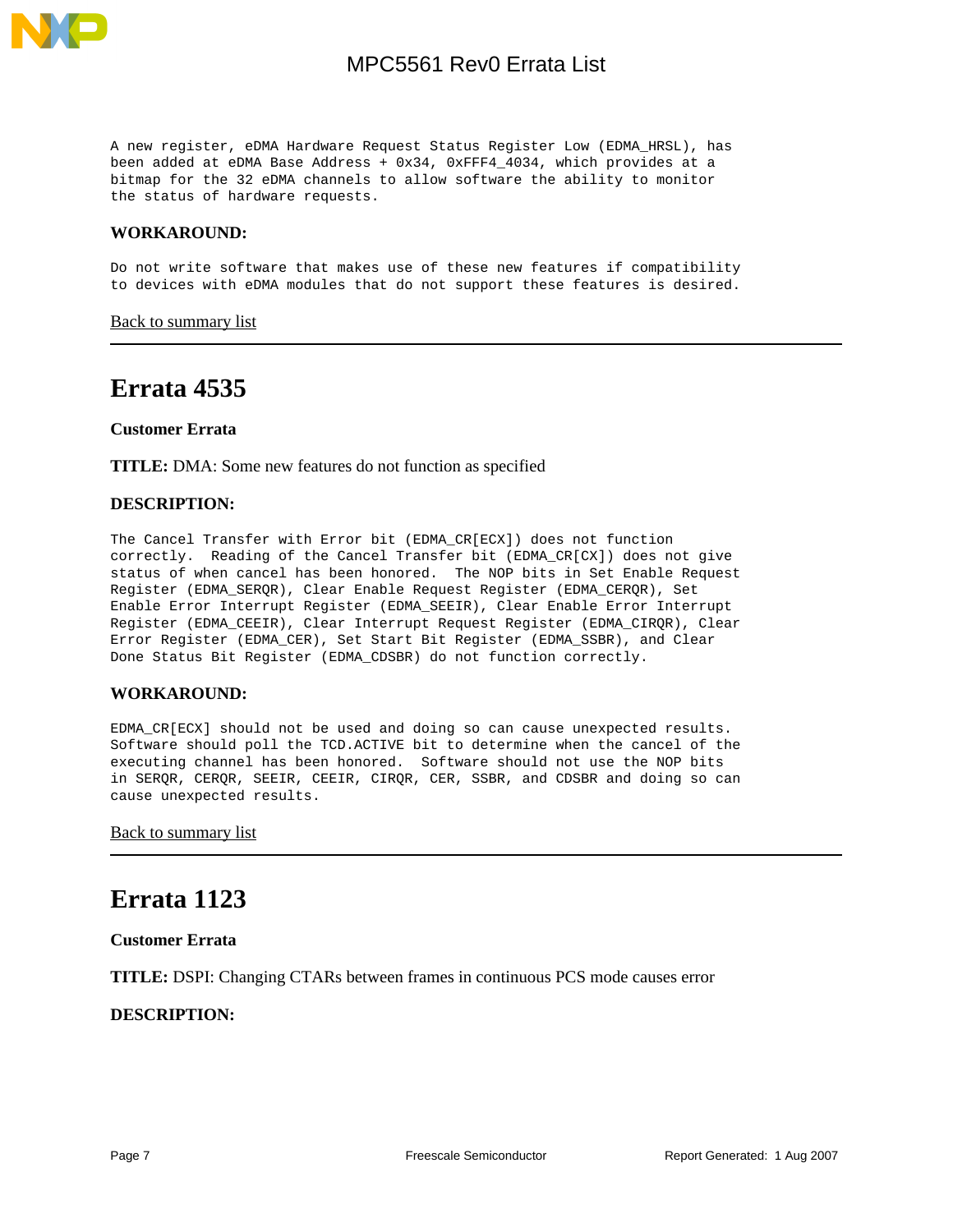A new register, eDMA Hardware Request Status Register Low (EDMA_HRSL), has been added at eDMA Base Address + 0x34, 0xFFF4_4034, which provides at a bitmap for the 32 eDMA channels to allow software the ability to monitor the status of hardware requests.

**WORKAROUND:**

Do not write software that makes use of these new features if compatibility to devices with eDMA modules that do not support these features is desired.

Back to summary list

---

# Errata 4535

**Customer Errata**

**TITLE:** DMA: Some new features do not function as specified

**DESCRIPTION:**

The Cancel Transfer with Error bit (EDMA_CR[ECX]) does not function correctly. Reading of the Cancel Transfer bit (EDMA_CR[CX]) does not give status of when cancel has been honored. The NOP bits in Set Enable Request Register (EDMA_SERQR), Clear Enable Request Register (EDMA_CERQR), Set Enable Error Interrupt Register (EDMA_SEEIR), Clear Enable Error Interrupt Register (EDMA_CEEIR), Clear Interrupt Request Register (EDMA_CIRQR), Clear Error Register (EDMA_CER), Set Start Bit Register (EDMA_SSBR), and Clear Done Status Bit Register (EDMA_CDSBR) do not function correctly.

**WORKAROUND:**

EDMA_CR[ECX] should not be used and doing so can cause unexpected results. Software should poll the TCD.ACTIVE bit to determine when the cancel of the executing channel has been honored. Software should not use the NOP bits in SERQR, CERQR, SEEIR, CEEIR, CIRQR, CER, SSBR, and CDSBR and doing so can cause unexpected results.

Back to summary list

---

# Errata 1123

**Customer Errata**

**TITLE:** DSPI: Changing CTARs between frames in continuous PCS mode causes error

**DESCRIPTION:**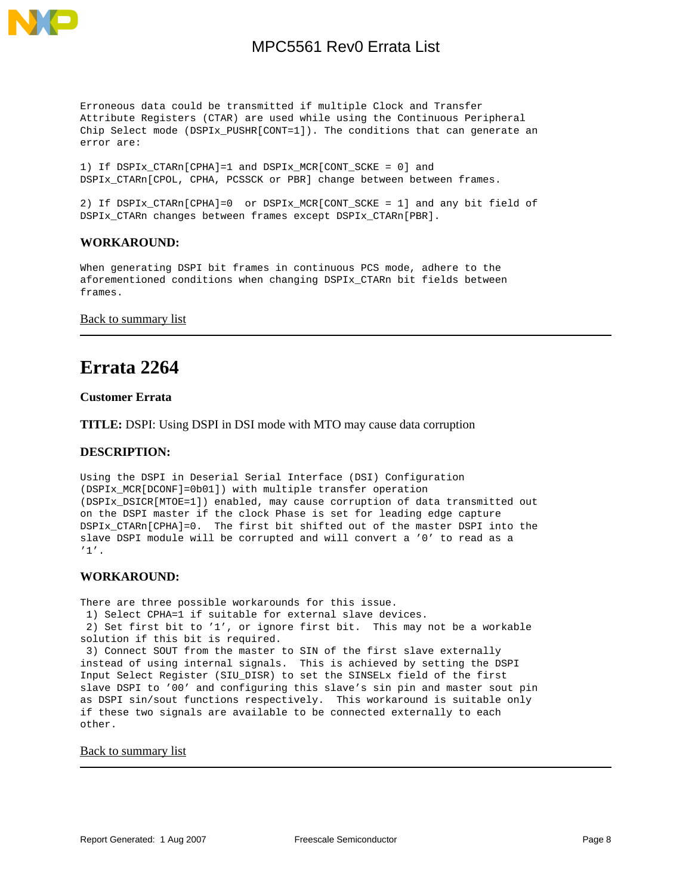Erroneous data could be transmitted if multiple Clock and Transfer Attribute Registers (CTAR) are used while using the Continuous Peripheral Chip Select mode (DSPIx_PUSHR[CONT=1]). The conditions that can generate an error are:

1) If DSPIx_CTARn[CPHA]=1 and DSPIx_MCR[CONT_SCKE = 0] and DSPIx_CTARn[CPOL, CPHA, PCSSCK or PBR] change between between frames.

2) If DSPIx_CTARn[CPHA]=0 or DSPIx_MCR[CONT_SCKE = 1] and any bit field of DSPIx_CTARn changes between frames except DSPIx_CTARn[PBR].

### WORKAROUND:

When generating DSPI bit frames in continuous PCS mode, adhere to the aforementioned conditions when changing DSPIx_CTARn bit fields between frames.

Back to summary list

---

## Errata 2264

**Customer Errata**

**TITLE:** DSPI: Using DSPI in DSI mode with MTO may cause data corruption

### DESCRIPTION:

Using the DSPI in Deserial Serial Interface (DSI) Configuration (DSPIx_MCR[DCONF]=0b01]) with multiple transfer operation (DSPIx_DSICR[MTOE=1]) enabled, may cause corruption of data transmitted out on the DSPI master if the clock Phase is set for leading edge capture DSPIx_CTARn[CPHA]=0. The first bit shifted out of the master DSPI into the slave DSPI module will be corrupted and will convert a '0' to read as a '1'.

### WORKAROUND:

There are three possible workarounds for this issue.

1) Select CPHA=1 if suitable for external slave devices.
2) Set first bit to '1', or ignore first bit. This may not be a workable solution if this bit is required.
3) Connect SOUT from the master to SIN of the first slave externally instead of using internal signals. This is achieved by setting the DSPI Input Select Register (SIU_DISR) to set the SINSELx field of the first slave DSPI to '00' and configuring this slave's sin pin and master sout pin as DSPI sin/sout functions respectively. This workaround is suitable only if these two signals are available to be connected externally to each other.

Back to summary list

---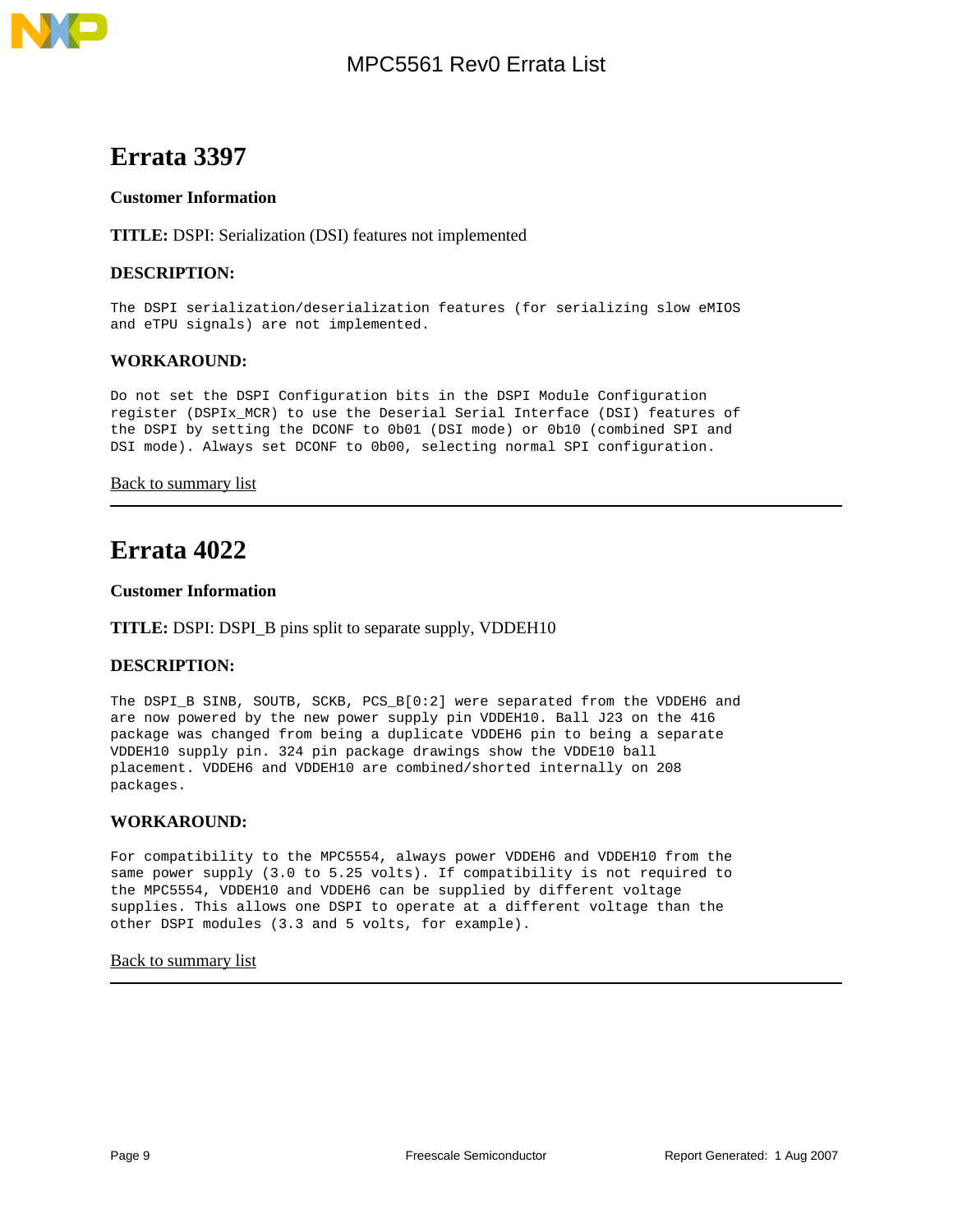## Errata 3397

**Customer Information**

**TITLE:** DSPI: Serialization (DSI) features not implemented

**DESCRIPTION:**

The DSPI serialization/deserialization features (for serializing slow eMIOS and eTPU signals) are not implemented.

**WORKAROUND:**

Do not set the DSPI Configuration bits in the DSPI Module Configuration register (DSPIx_MCR) to use the Deserial Serial Interface (DSI) features of the DSPI by setting the DCONF to 0b01 (DSI mode) or 0b10 (combined SPI and DSI mode). Always set DCONF to 0b00, selecting normal SPI configuration.

Back to summary list

---

## Errata 4022

**Customer Information**

**TITLE:** DSPI: DSPI_B pins split to separate supply, VDDEH10

**DESCRIPTION:**

The DSPI_B SINB, SOUTB, SCKB, PCS_B[0:2] were separated from the VDDEH6 and are now powered by the new power supply pin VDDEH10. Ball J23 on the 416 package was changed from being a duplicate VDDEH6 pin to being a separate VDDEH10 supply pin. 324 pin package drawings show the VDDE10 ball placement. VDDEH6 and VDDEH10 are combined/shorted internally on 208 packages.

**WORKAROUND:**

For compatibility to the MPC5554, always power VDDEH6 and VDDEH10 from the same power supply (3.0 to 5.25 volts). If compatibility is not required to the MPC5554, VDDEH10 and VDDEH6 can be supplied by different voltage supplies. This allows one DSPI to operate at a different voltage than the other DSPI modules (3.3 and 5 volts, for example).

Back to summary list

---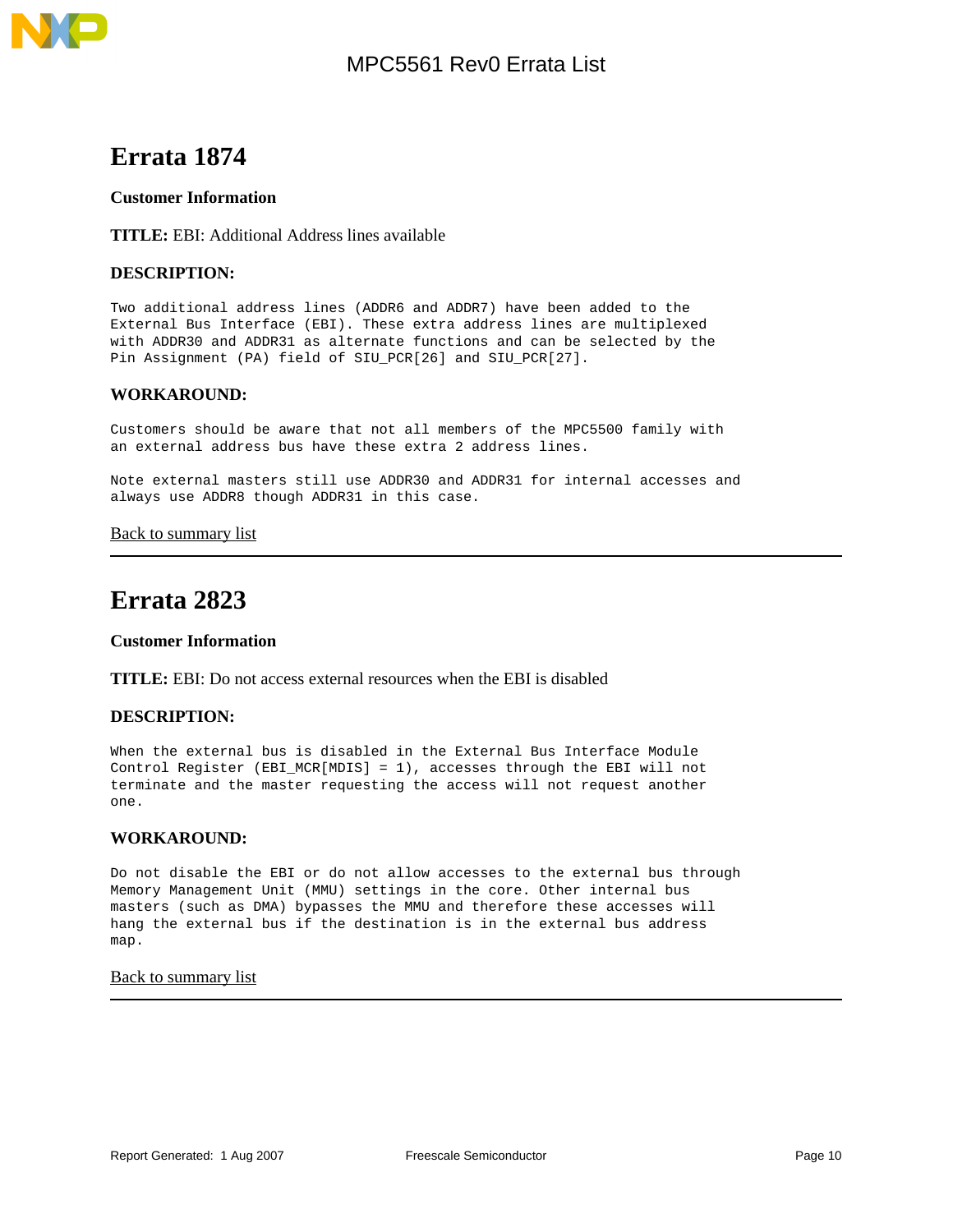# Errata 1874

**Customer Information**

**TITLE:** EBI: Additional Address lines available

**DESCRIPTION:**

Two additional address lines (ADDR6 and ADDR7) have been added to the External Bus Interface (EBI). These extra address lines are multiplexed with ADDR30 and ADDR31 as alternate functions and can be selected by the Pin Assignment (PA) field of SIU_PCR[26] and SIU_PCR[27].

**WORKAROUND:**

Customers should be aware that not all members of the MPC5500 family with an external address bus have these extra 2 address lines.

Note external masters still use ADDR30 and ADDR31 for internal accesses and always use ADDR8 though ADDR31 in this case.

Back to summary list

---

# Errata 2823

**Customer Information**

**TITLE:** EBI: Do not access external resources when the EBI is disabled

**DESCRIPTION:**

When the external bus is disabled in the External Bus Interface Module Control Register (EBI_MCR[MDIS] = 1), accesses through the EBI will not terminate and the master requesting the access will not request another one.

**WORKAROUND:**

Do not disable the EBI or do not allow accesses to the external bus through Memory Management Unit (MMU) settings in the core. Other internal bus masters (such as DMA) bypasses the MMU and therefore these accesses will hang the external bus if the destination is in the external bus address map.

Back to summary list

---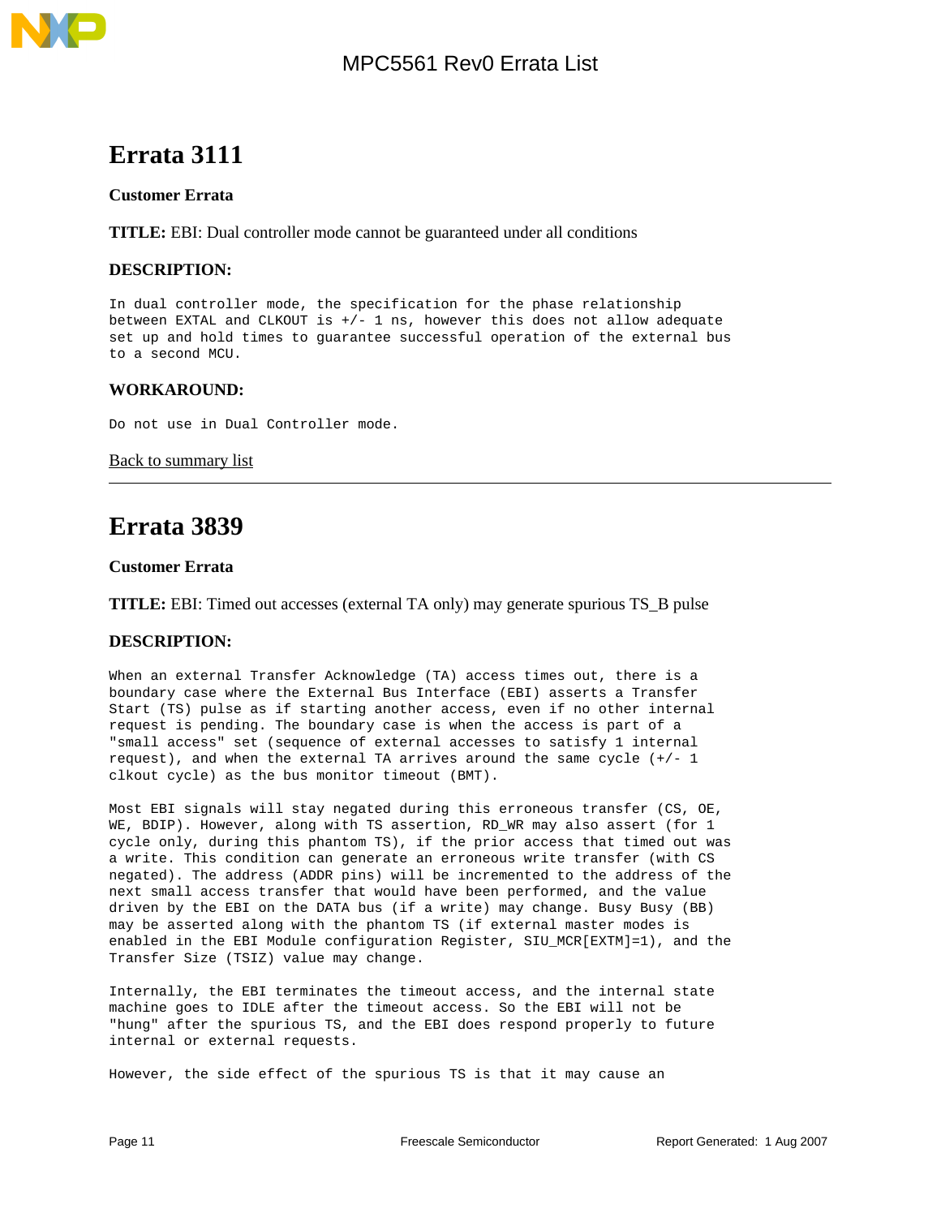# Errata 3111

**Customer Errata**

**TITLE:** EBI: Dual controller mode cannot be guaranteed under all conditions

### DESCRIPTION:

In dual controller mode, the specification for the phase relationship between EXTAL and CLKOUT is +/- 1 ns, however this does not allow adequate set up and hold times to guarantee successful operation of the external bus to a second MCU.

### WORKAROUND:

Do not use in Dual Controller mode.

Back to summary list

---

# Errata 3839

**Customer Errata**

**TITLE:** EBI: Timed out accesses (external TA only) may generate spurious TS_B pulse

### DESCRIPTION:

When an external Transfer Acknowledge (TA) access times out, there is a boundary case where the External Bus Interface (EBI) asserts a Transfer Start (TS) pulse as if starting another access, even if no other internal request is pending. The boundary case is when the access is part of a "small access" set (sequence of external accesses to satisfy 1 internal request), and when the external TA arrives around the same cycle (+/- 1 clkout cycle) as the bus monitor timeout (BMT).

Most EBI signals will stay negated during this erroneous transfer (CS, OE, WE, BDIP). However, along with TS assertion, RD_WR may also assert (for 1 cycle only, during this phantom TS), if the prior access that timed out was a write. This condition can generate an erroneous write transfer (with CS negated). The address (ADDR pins) will be incremented to the address of the next small access transfer that would have been performed, and the value driven by the EBI on the DATA bus (if a write) may change. Busy Busy (BB) may be asserted along with the phantom TS (if external master modes is enabled in the EBI Module configuration Register, SIU_MCR[EXTM]=1), and the Transfer Size (TSIZ) value may change.

Internally, the EBI terminates the timeout access, and the internal state machine goes to IDLE after the timeout access. So the EBI will not be "hung" after the spurious TS, and the EBI does respond properly to future internal or external requests.

However, the side effect of the spurious TS is that it may cause an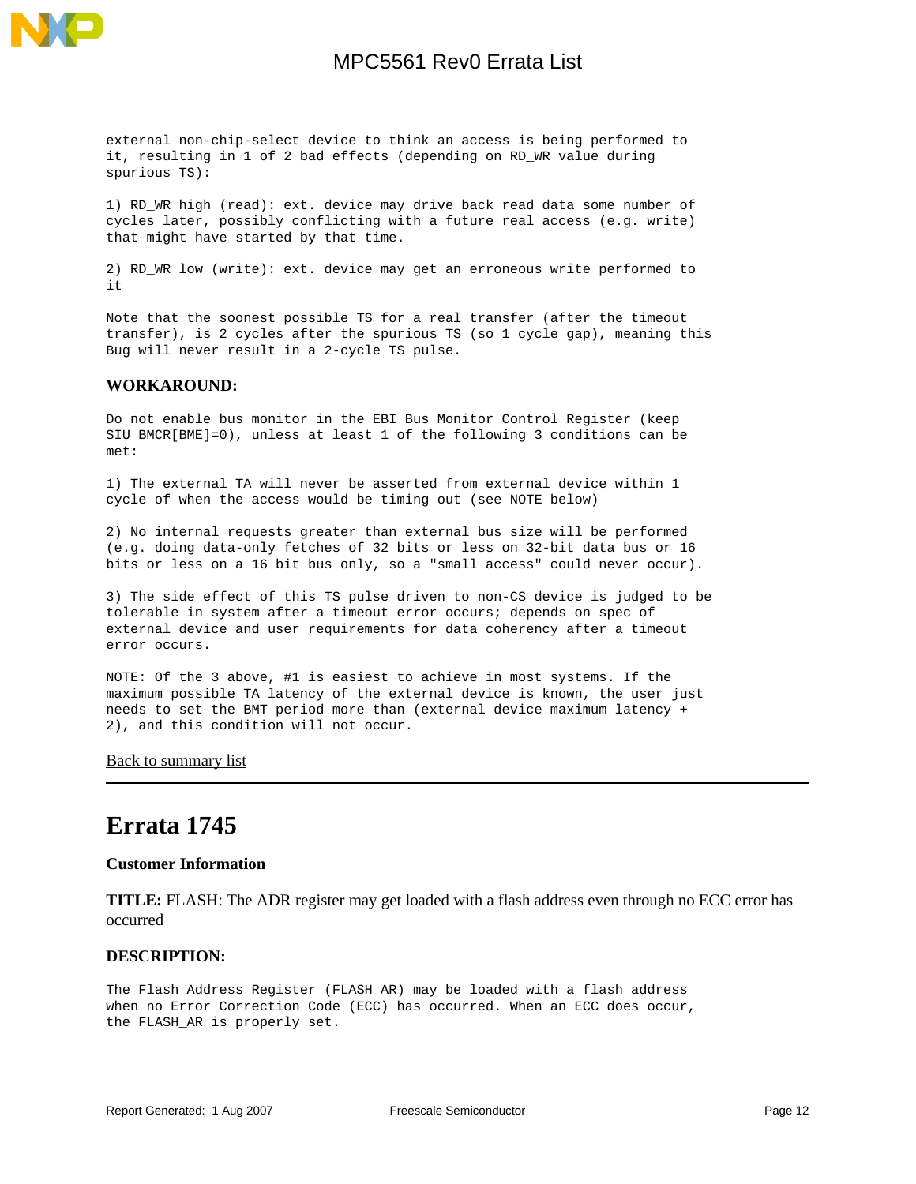external non-chip-select device to think an access is being performed to it, resulting in 1 of 2 bad effects (depending on RD_WR value during spurious TS):

1) RD_WR high (read): ext. device may drive back read data some number of cycles later, possibly conflicting with a future real access (e.g. write) that might have started by that time.

2) RD_WR low (write): ext. device may get an erroneous write performed to it

Note that the soonest possible TS for a real transfer (after the timeout transfer), is 2 cycles after the spurious TS (so 1 cycle gap), meaning this Bug will never result in a 2-cycle TS pulse.

**WORKAROUND:**

Do not enable bus monitor in the EBI Bus Monitor Control Register (keep SIU_BMCR[BME]=0), unless at least 1 of the following 3 conditions can be met:

1) The external TA will never be asserted from external device within 1 cycle of when the access would be timing out (see NOTE below)

2) No internal requests greater than external bus size will be performed (e.g. doing data-only fetches of 32 bits or less on 32-bit data bus or 16 bits or less on a 16 bit bus only, so a "small access" could never occur).

3) The side effect of this TS pulse driven to non-CS device is judged to be tolerable in system after a timeout error occurs; depends on spec of external device and user requirements for data coherency after a timeout error occurs.

NOTE: Of the 3 above, #1 is easiest to achieve in most systems. If the maximum possible TA latency of the external device is known, the user just needs to set the BMT period more than (external device maximum latency + 2), and this condition will not occur.

Back to summary list

---

# Errata 1745

### Customer Information

**TITLE:** FLASH: The ADR register may get loaded with a flash address even through no ECC error has occurred

**DESCRIPTION:**

The Flash Address Register (FLASH_AR) may be loaded with a flash address when no Error Correction Code (ECC) has occurred. When an ECC does occur, the FLASH_AR is properly set.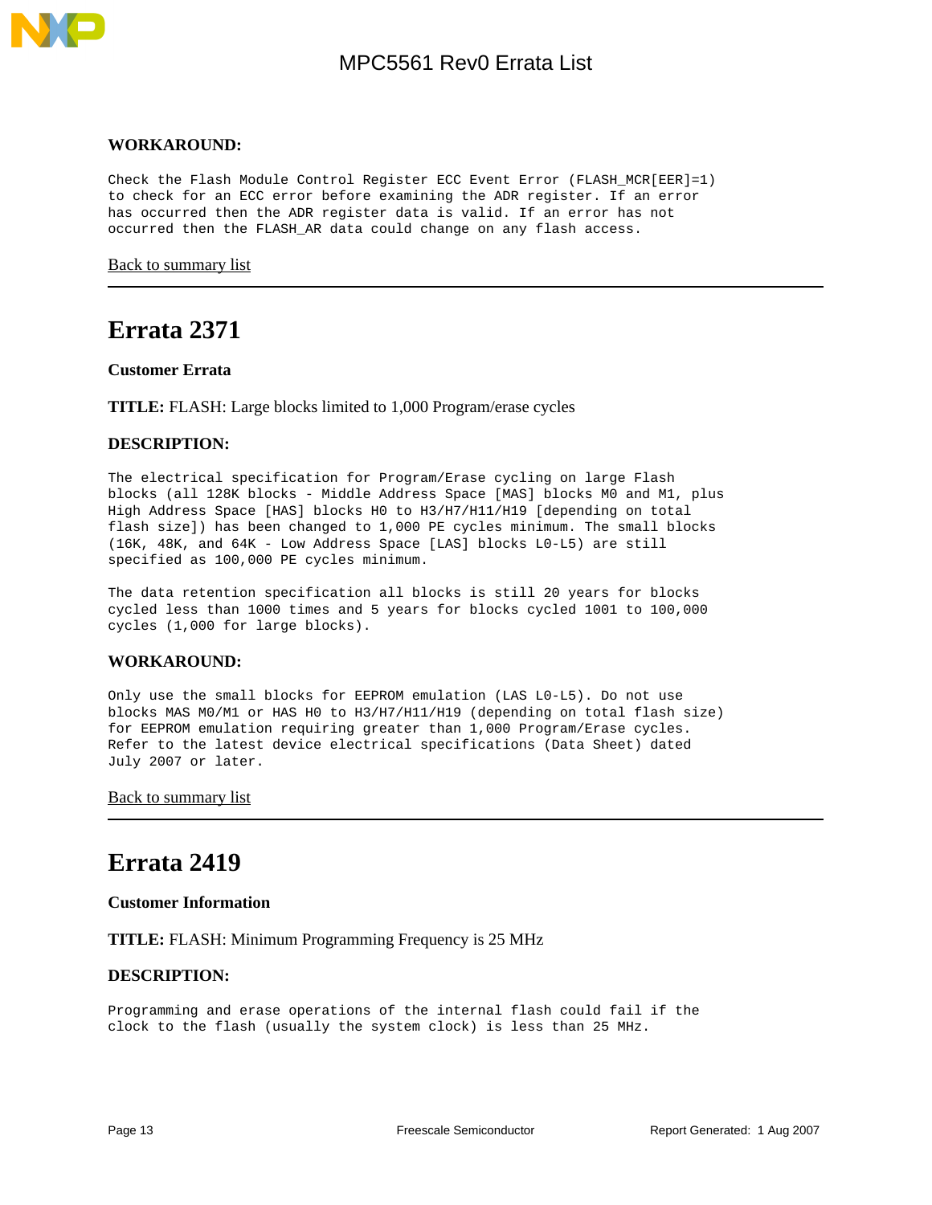**WORKAROUND:**

Check the Flash Module Control Register ECC Event Error (FLASH_MCR[EER]=1) to check for an ECC error before examining the ADR register. If an error has occurred then the ADR register data is valid. If an error has not occurred then the FLASH_AR data could change on any flash access.

Back to summary list

---

## Errata 2371

**Customer Errata**

**TITLE:** FLASH: Large blocks limited to 1,000 Program/erase cycles

**DESCRIPTION:**

The electrical specification for Program/Erase cycling on large Flash blocks (all 128K blocks - Middle Address Space [MAS] blocks M0 and M1, plus High Address Space [HAS] blocks H0 to H3/H7/H11/H19 [depending on total flash size]) has been changed to 1,000 PE cycles minimum. The small blocks (16K, 48K, and 64K - Low Address Space [LAS] blocks L0-L5) are still specified as 100,000 PE cycles minimum.

The data retention specification all blocks is still 20 years for blocks cycled less than 1000 times and 5 years for blocks cycled 1001 to 100,000 cycles (1,000 for large blocks).

**WORKAROUND:**

Only use the small blocks for EEPROM emulation (LAS L0-L5). Do not use blocks MAS M0/M1 or HAS H0 to H3/H7/H11/H19 (depending on total flash size) for EEPROM emulation requiring greater than 1,000 Program/Erase cycles. Refer to the latest device electrical specifications (Data Sheet) dated July 2007 or later.

Back to summary list

---

## Errata 2419

**Customer Information**

**TITLE:** FLASH: Minimum Programming Frequency is 25 MHz

**DESCRIPTION:**

Programming and erase operations of the internal flash could fail if the clock to the flash (usually the system clock) is less than 25 MHz.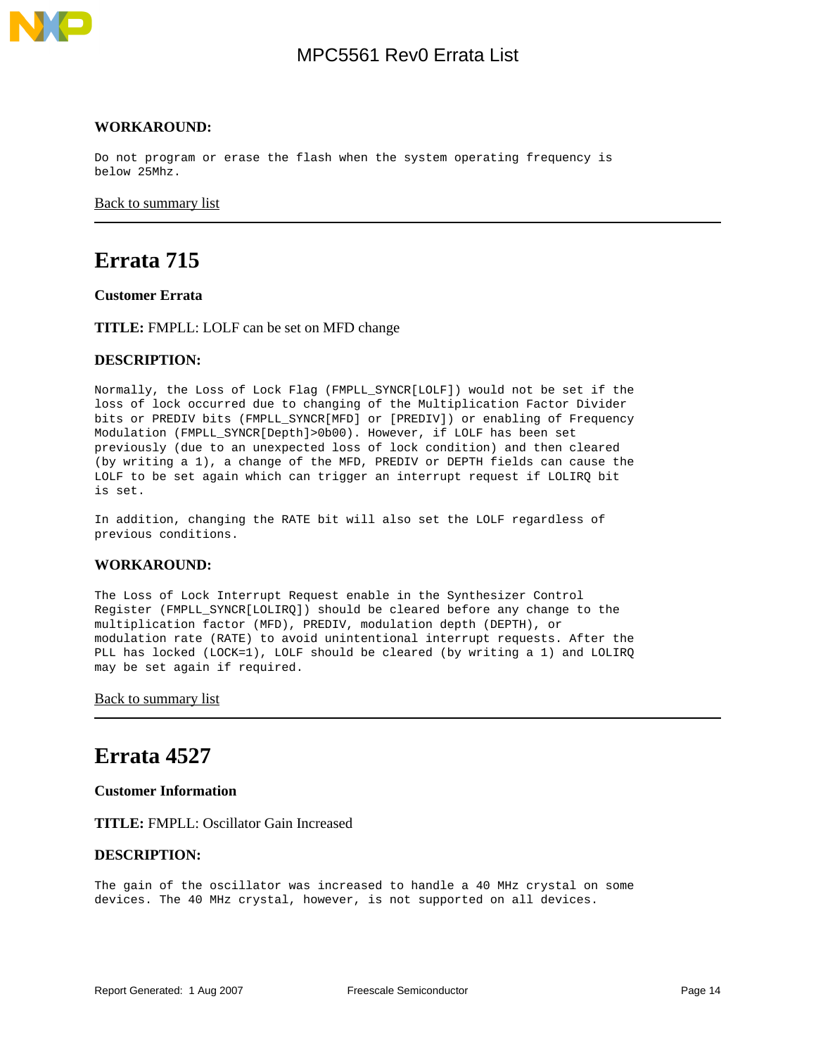**WORKAROUND:**

Do not program or erase the flash when the system operating frequency is below 25Mhz.

Back to summary list

---

# Errata 715

**Customer Errata**

**TITLE:** FMPLL: LOLF can be set on MFD change

**DESCRIPTION:**

Normally, the Loss of Lock Flag (FMPLL_SYNCR[LOLF]) would not be set if the loss of lock occurred due to changing of the Multiplication Factor Divider bits or PREDIV bits (FMPLL_SYNCR[MFD] or [PREDIV]) or enabling of Frequency Modulation (FMPLL_SYNCR[Depth]>0b00). However, if LOLF has been set previously (due to an unexpected loss of lock condition) and then cleared (by writing a 1), a change of the MFD, PREDIV or DEPTH fields can cause the LOLF to be set again which can trigger an interrupt request if LOLIRQ bit is set.

In addition, changing the RATE bit will also set the LOLF regardless of previous conditions.

**WORKAROUND:**

The Loss of Lock Interrupt Request enable in the Synthesizer Control Register (FMPLL_SYNCR[LOLIRQ]) should be cleared before any change to the multiplication factor (MFD), PREDIV, modulation depth (DEPTH), or modulation rate (RATE) to avoid unintentional interrupt requests. After the PLL has locked (LOCK=1), LOLF should be cleared (by writing a 1) and LOLIRQ may be set again if required.

Back to summary list

---

# Errata 4527

**Customer Information**

**TITLE:** FMPLL: Oscillator Gain Increased

**DESCRIPTION:**

The gain of the oscillator was increased to handle a 40 MHz crystal on some devices. The 40 MHz crystal, however, is not supported on all devices.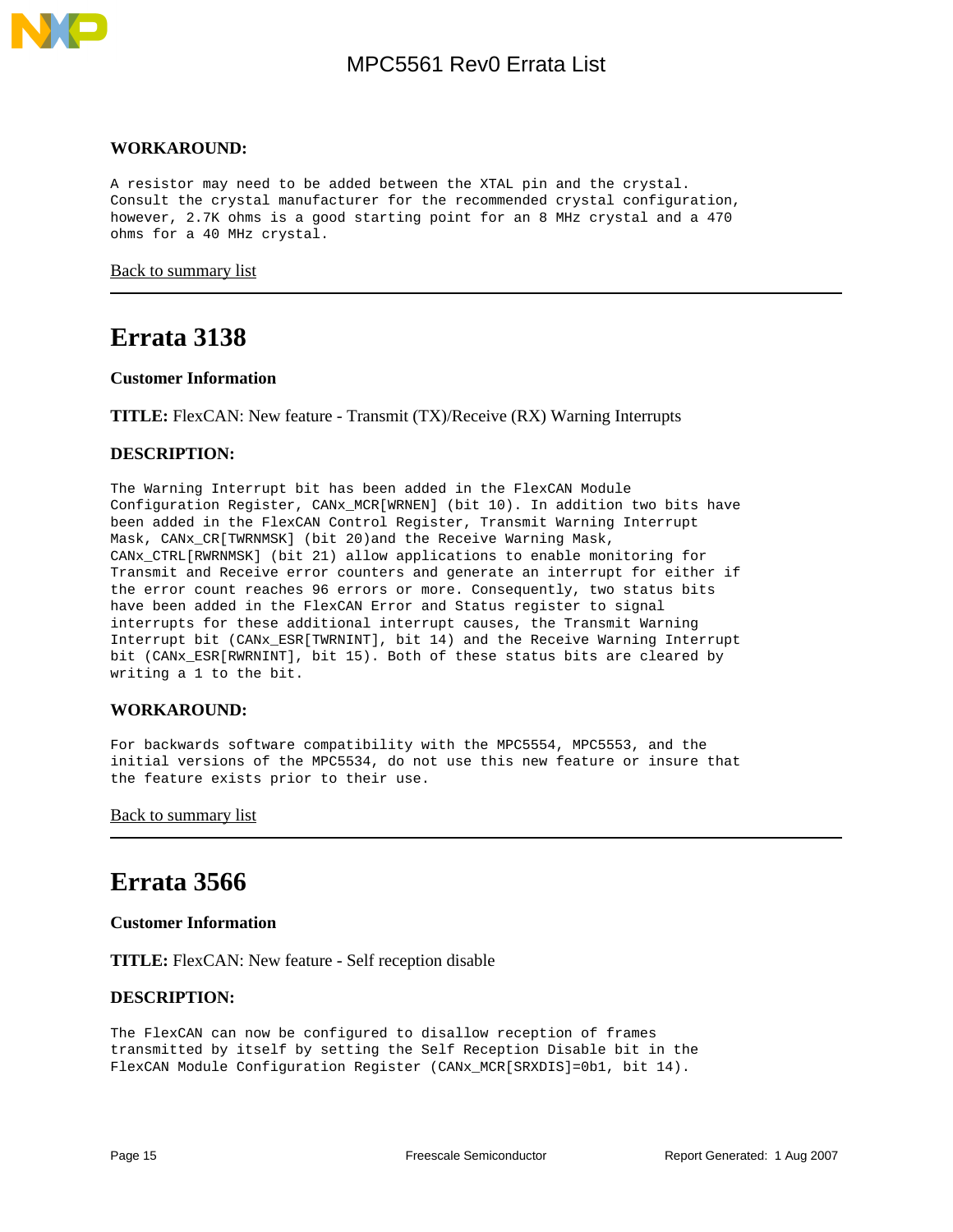**WORKAROUND:**

A resistor may need to be added between the XTAL pin and the crystal. Consult the crystal manufacturer for the recommended crystal configuration, however, 2.7K ohms is a good starting point for an 8 MHz crystal and a 470 ohms for a 40 MHz crystal.

Back to summary list

---

# Errata 3138

**Customer Information**

**TITLE:** FlexCAN: New feature - Transmit (TX)/Receive (RX) Warning Interrupts

**DESCRIPTION:**

The Warning Interrupt bit has been added in the FlexCAN Module Configuration Register, CANx_MCR[WRNEN] (bit 10). In addition two bits have been added in the FlexCAN Control Register, Transmit Warning Interrupt Mask, CANx_CR[TWRNMSK] (bit 20)and the Receive Warning Mask, CANx_CTRL[RWRNMSK] (bit 21) allow applications to enable monitoring for Transmit and Receive error counters and generate an interrupt for either if the error count reaches 96 errors or more. Consequently, two status bits have been added in the FlexCAN Error and Status register to signal interrupts for these additional interrupt causes, the Transmit Warning Interrupt bit (CANx_ESR[TWRNINT], bit 14) and the Receive Warning Interrupt bit (CANx_ESR[RWRNINT], bit 15). Both of these status bits are cleared by writing a 1 to the bit.

**WORKAROUND:**

For backwards software compatibility with the MPC5554, MPC5553, and the initial versions of the MPC5534, do not use this new feature or insure that the feature exists prior to their use.

Back to summary list

---

# Errata 3566

**Customer Information**

**TITLE:** FlexCAN: New feature - Self reception disable

**DESCRIPTION:**

The FlexCAN can now be configured to disallow reception of frames transmitted by itself by setting the Self Reception Disable bit in the FlexCAN Module Configuration Register (CANx_MCR[SRXDIS]=0b1, bit 14).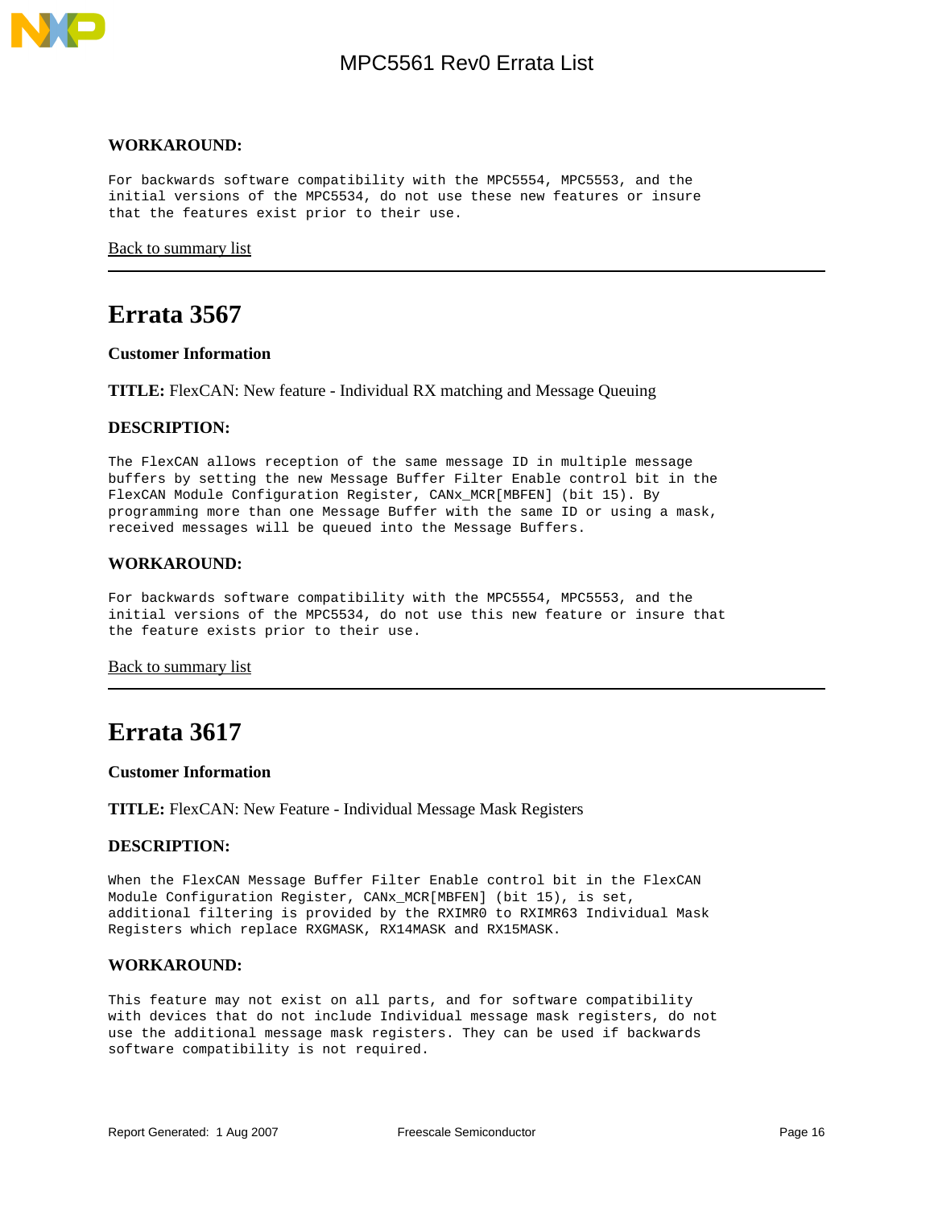**WORKAROUND:**

For backwards software compatibility with the MPC5554, MPC5553, and the initial versions of the MPC5534, do not use these new features or insure that the features exist prior to their use.

Back to summary list

---

# Errata 3567

**Customer Information**

**TITLE:** FlexCAN: New feature - Individual RX matching and Message Queuing

**DESCRIPTION:**

The FlexCAN allows reception of the same message ID in multiple message buffers by setting the new Message Buffer Filter Enable control bit in the FlexCAN Module Configuration Register, CANx_MCR[MBFEN] (bit 15). By programming more than one Message Buffer with the same ID or using a mask, received messages will be queued into the Message Buffers.

**WORKAROUND:**

For backwards software compatibility with the MPC5554, MPC5553, and the initial versions of the MPC5534, do not use this new feature or insure that the feature exists prior to their use.

Back to summary list

---

# Errata 3617

**Customer Information**

**TITLE:** FlexCAN: New Feature - Individual Message Mask Registers

**DESCRIPTION:**

When the FlexCAN Message Buffer Filter Enable control bit in the FlexCAN Module Configuration Register, CANx_MCR[MBFEN] (bit 15), is set, additional filtering is provided by the RXIMR0 to RXIMR63 Individual Mask Registers which replace RXGMASK, RX14MASK and RX15MASK.

**WORKAROUND:**

This feature may not exist on all parts, and for software compatibility with devices that do not include Individual message mask registers, do not use the additional message mask registers. They can be used if backwards software compatibility is not required.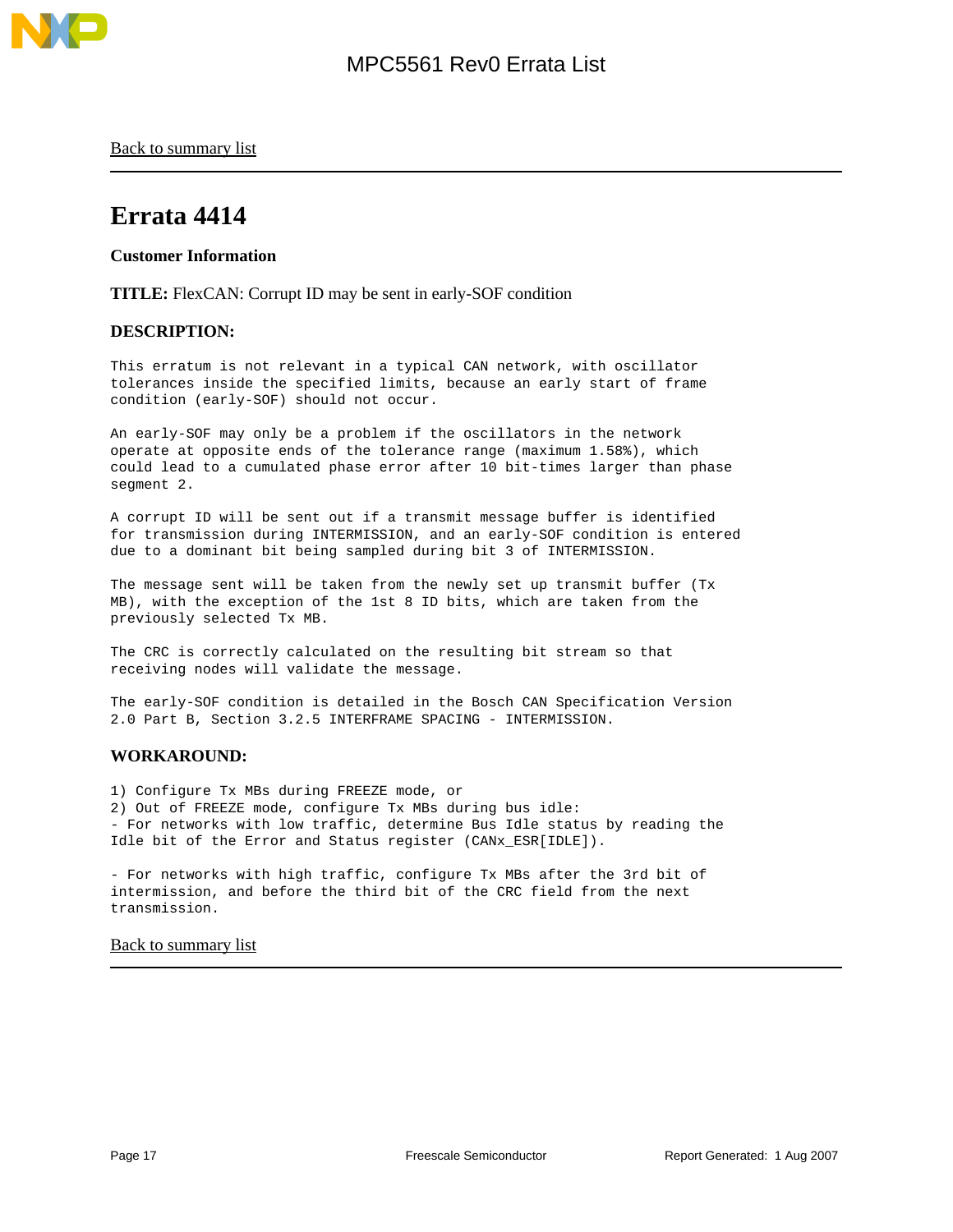Back to summary list

---

# Errata 4414

**Customer Information**

**TITLE:** FlexCAN: Corrupt ID may be sent in early-SOF condition

**DESCRIPTION:**

This erratum is not relevant in a typical CAN network, with oscillator tolerances inside the specified limits, because an early start of frame condition (early-SOF) should not occur.

An early-SOF may only be a problem if the oscillators in the network operate at opposite ends of the tolerance range (maximum 1.58%), which could lead to a cumulated phase error after 10 bit-times larger than phase segment 2.

A corrupt ID will be sent out if a transmit message buffer is identified for transmission during INTERMISSION, and an early-SOF condition is entered due to a dominant bit being sampled during bit 3 of INTERMISSION.

The message sent will be taken from the newly set up transmit buffer (Tx MB), with the exception of the 1st 8 ID bits, which are taken from the previously selected Tx MB.

The CRC is correctly calculated on the resulting bit stream so that receiving nodes will validate the message.

The early-SOF condition is detailed in the Bosch CAN Specification Version 2.0 Part B, Section 3.2.5 INTERFRAME SPACING - INTERMISSION.

**WORKAROUND:**

1) Configure Tx MBs during FREEZE mode, or
2) Out of FREEZE mode, configure Tx MBs during bus idle:
- For networks with low traffic, determine Bus Idle status by reading the Idle bit of the Error and Status register (CANx_ESR[IDLE]).

- For networks with high traffic, configure Tx MBs after the 3rd bit of intermission, and before the third bit of the CRC field from the next transmission.

Back to summary list

---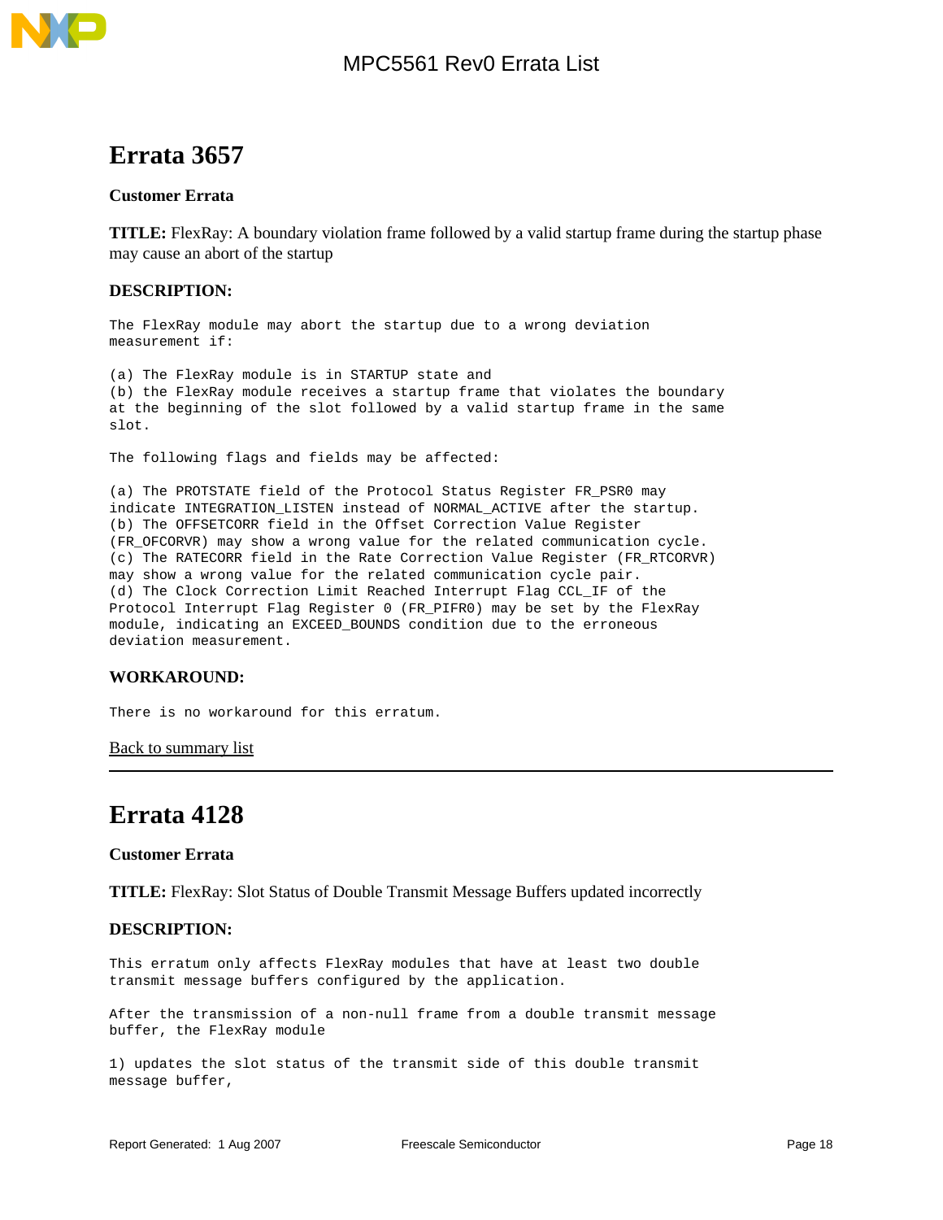## Errata 3657

**Customer Errata**

**TITLE:** FlexRay: A boundary violation frame followed by a valid startup frame during the startup phase may cause an abort of the startup

**DESCRIPTION:**

```
The FlexRay module may abort the startup due to a wrong deviation
measurement if:

(a) The FlexRay module is in STARTUP state and
(b) the FlexRay module receives a startup frame that violates the boundary
at the beginning of the slot followed by a valid startup frame in the same
slot.

The following flags and fields may be affected:

(a) The PROTSTATE field of the Protocol Status Register FR_PSR0 may
indicate INTEGRATION_LISTEN instead of NORMAL_ACTIVE after the startup.
(b) The OFFSETCORR field in the Offset Correction Value Register
(FR_OFCORVR) may show a wrong value for the related communication cycle.
(c) The RATECORR field in the Rate Correction Value Register (FR_RTCORVR)
may show a wrong value for the related communication cycle pair.
(d) The Clock Correction Limit Reached Interrupt Flag CCL_IF of the
Protocol Interrupt Flag Register 0 (FR_PIFR0) may be set by the FlexRay
module, indicating an EXCEED_BOUNDS condition due to the erroneous
deviation measurement.
```

**WORKAROUND:**

```
There is no workaround for this erratum.
```

Back to summary list

---

## Errata 4128

**Customer Errata**

**TITLE:** FlexRay: Slot Status of Double Transmit Message Buffers updated incorrectly

**DESCRIPTION:**

```
This erratum only affects FlexRay modules that have at least two double
transmit message buffers configured by the application.

After the transmission of a non-null frame from a double transmit message
buffer, the FlexRay module

1) updates the slot status of the transmit side of this double transmit
message buffer,
```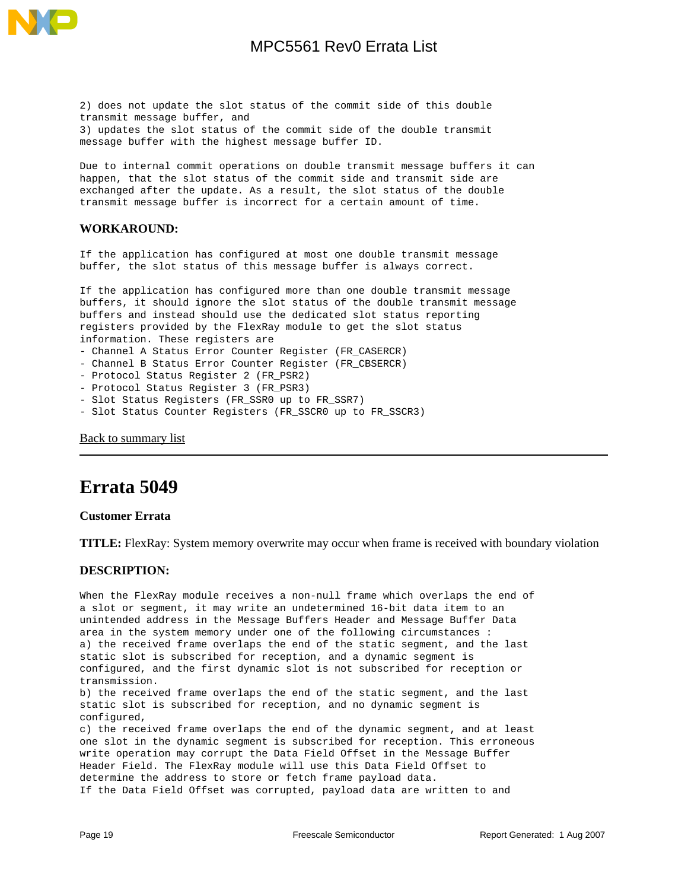2) does not update the slot status of the commit side of this double transmit message buffer, and
3) updates the slot status of the commit side of the double transmit message buffer with the highest message buffer ID.

Due to internal commit operations on double transmit message buffers it can happen, that the slot status of the commit side and transmit side are exchanged after the update. As a result, the slot status of the double transmit message buffer is incorrect for a certain amount of time.

**WORKAROUND:**

If the application has configured at most one double transmit message buffer, the slot status of this message buffer is always correct.

If the application has configured more than one double transmit message buffers, it should ignore the slot status of the double transmit message buffers and instead should use the dedicated slot status reporting registers provided by the FlexRay module to get the slot status information. These registers are
- Channel A Status Error Counter Register (FR_CASERCR)
- Channel B Status Error Counter Register (FR_CBSERCR)
- Protocol Status Register 2 (FR_PSR2)
- Protocol Status Register 3 (FR_PSR3)
- Slot Status Registers (FR_SSR0 up to FR_SSR7)
- Slot Status Counter Registers (FR_SSCR0 up to FR_SSCR3)

Back to summary list

---

# Errata 5049

**Customer Errata**

**TITLE:** FlexRay: System memory overwrite may occur when frame is received with boundary violation

**DESCRIPTION:**

When the FlexRay module receives a non-null frame which overlaps the end of a slot or segment, it may write an undetermined 16-bit data item to an unintended address in the Message Buffers Header and Message Buffer Data area in the system memory under one of the following circumstances :
a) the received frame overlaps the end of the static segment, and the last static slot is subscribed for reception, and a dynamic segment is configured, and the first dynamic slot is not subscribed for reception or transmission.
b) the received frame overlaps the end of the static segment, and the last static slot is subscribed for reception, and no dynamic segment is configured,
c) the received frame overlaps the end of the dynamic segment, and at least one slot in the dynamic segment is subscribed for reception. This erroneous write operation may corrupt the Data Field Offset in the Message Buffer Header Field. The FlexRay module will use this Data Field Offset to determine the address to store or fetch frame payload data.
If the Data Field Offset was corrupted, payload data are written to and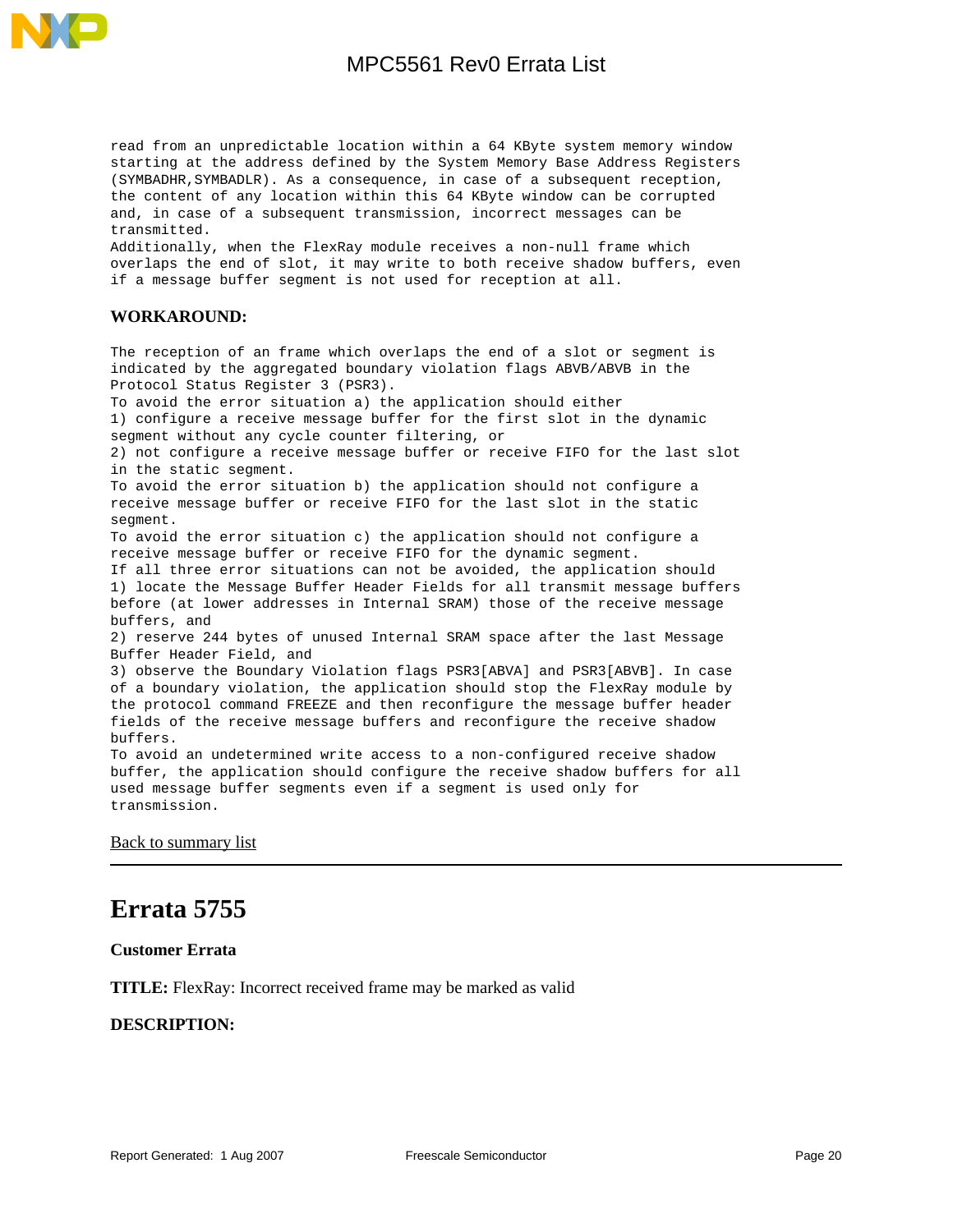read from an unpredictable location within a 64 KByte system memory window starting at the address defined by the System Memory Base Address Registers (SYMBADHR,SYMBADLR). As a consequence, in case of a subsequent reception, the content of any location within this 64 KByte window can be corrupted and, in case of a subsequent transmission, incorrect messages can be transmitted.
Additionally, when the FlexRay module receives a non-null frame which overlaps the end of slot, it may write to both receive shadow buffers, even if a message buffer segment is not used for reception at all.

**WORKAROUND:**

The reception of an frame which overlaps the end of a slot or segment is indicated by the aggregated boundary violation flags ABVB/ABVB in the Protocol Status Register 3 (PSR3).
To avoid the error situation a) the application should either
1) configure a receive message buffer for the first slot in the dynamic segment without any cycle counter filtering, or
2) not configure a receive message buffer or receive FIFO for the last slot in the static segment.
To avoid the error situation b) the application should not configure a receive message buffer or receive FIFO for the last slot in the static segment.
To avoid the error situation c) the application should not configure a receive message buffer or receive FIFO for the dynamic segment.
If all three error situations can not be avoided, the application should
1) locate the Message Buffer Header Fields for all transmit message buffers before (at lower addresses in Internal SRAM) those of the receive message buffers, and
2) reserve 244 bytes of unused Internal SRAM space after the last Message Buffer Header Field, and
3) observe the Boundary Violation flags PSR3[ABVA] and PSR3[ABVB]. In case of a boundary violation, the application should stop the FlexRay module by the protocol command FREEZE and then reconfigure the message buffer header fields of the receive message buffers and reconfigure the receive shadow buffers.
To avoid an undetermined write access to a non-configured receive shadow buffer, the application should configure the receive shadow buffers for all used message buffer segments even if a segment is used only for transmission.

Back to summary list

---

# Errata 5755

**Customer Errata**

**TITLE:** FlexRay: Incorrect received frame may be marked as valid

**DESCRIPTION:**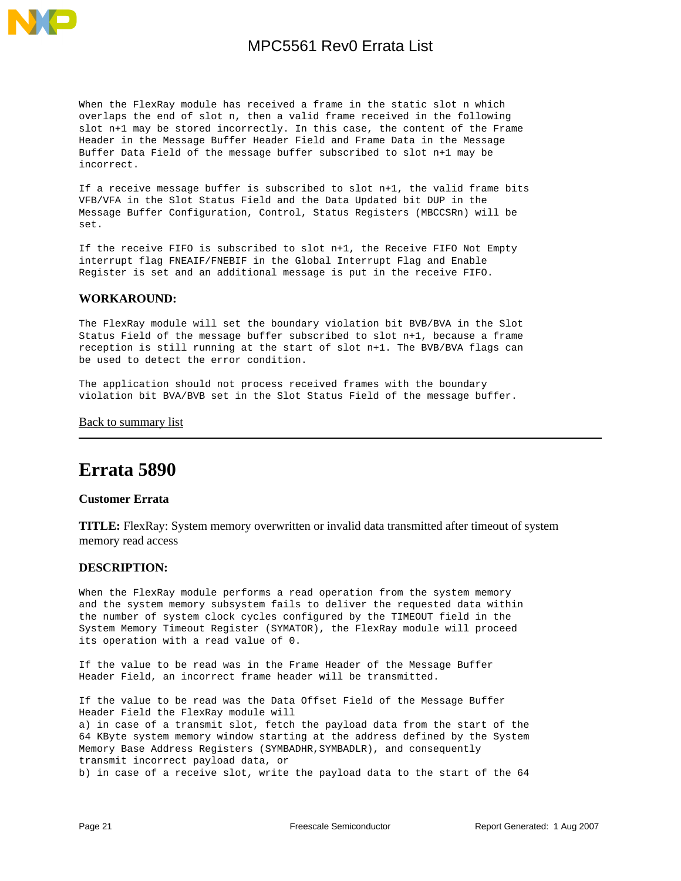When the FlexRay module has received a frame in the static slot n which overlaps the end of slot n, then a valid frame received in the following slot n+1 may be stored incorrectly. In this case, the content of the Frame Header in the Message Buffer Header Field and Frame Data in the Message Buffer Data Field of the message buffer subscribed to slot n+1 may be incorrect.

If a receive message buffer is subscribed to slot n+1, the valid frame bits VFB/VFA in the Slot Status Field and the Data Updated bit DUP in the Message Buffer Configuration, Control, Status Registers (MBCCSRn) will be set.

If the receive FIFO is subscribed to slot n+1, the Receive FIFO Not Empty interrupt flag FNEAIF/FNEBIF in the Global Interrupt Flag and Enable Register is set and an additional message is put in the receive FIFO.

**WORKAROUND:**

The FlexRay module will set the boundary violation bit BVB/BVA in the Slot Status Field of the message buffer subscribed to slot n+1, because a frame reception is still running at the start of slot n+1. The BVB/BVA flags can be used to detect the error condition.

The application should not process received frames with the boundary violation bit BVA/BVB set in the Slot Status Field of the message buffer.

Back to summary list

---

# Errata 5890

**Customer Errata**

**TITLE:** FlexRay: System memory overwritten or invalid data transmitted after timeout of system memory read access

**DESCRIPTION:**

When the FlexRay module performs a read operation from the system memory and the system memory subsystem fails to deliver the requested data within the number of system clock cycles configured by the TIMEOUT field in the System Memory Timeout Register (SYMATOR), the FlexRay module will proceed its operation with a read value of 0.

If the value to be read was in the Frame Header of the Message Buffer Header Field, an incorrect frame header will be transmitted.

If the value to be read was the Data Offset Field of the Message Buffer Header Field the FlexRay module will
a) in case of a transmit slot, fetch the payload data from the start of the 64 KByte system memory window starting at the address defined by the System Memory Base Address Registers (SYMBADHR,SYMBADLR), and consequently transmit incorrect payload data, or
b) in case of a receive slot, write the payload data to the start of the 64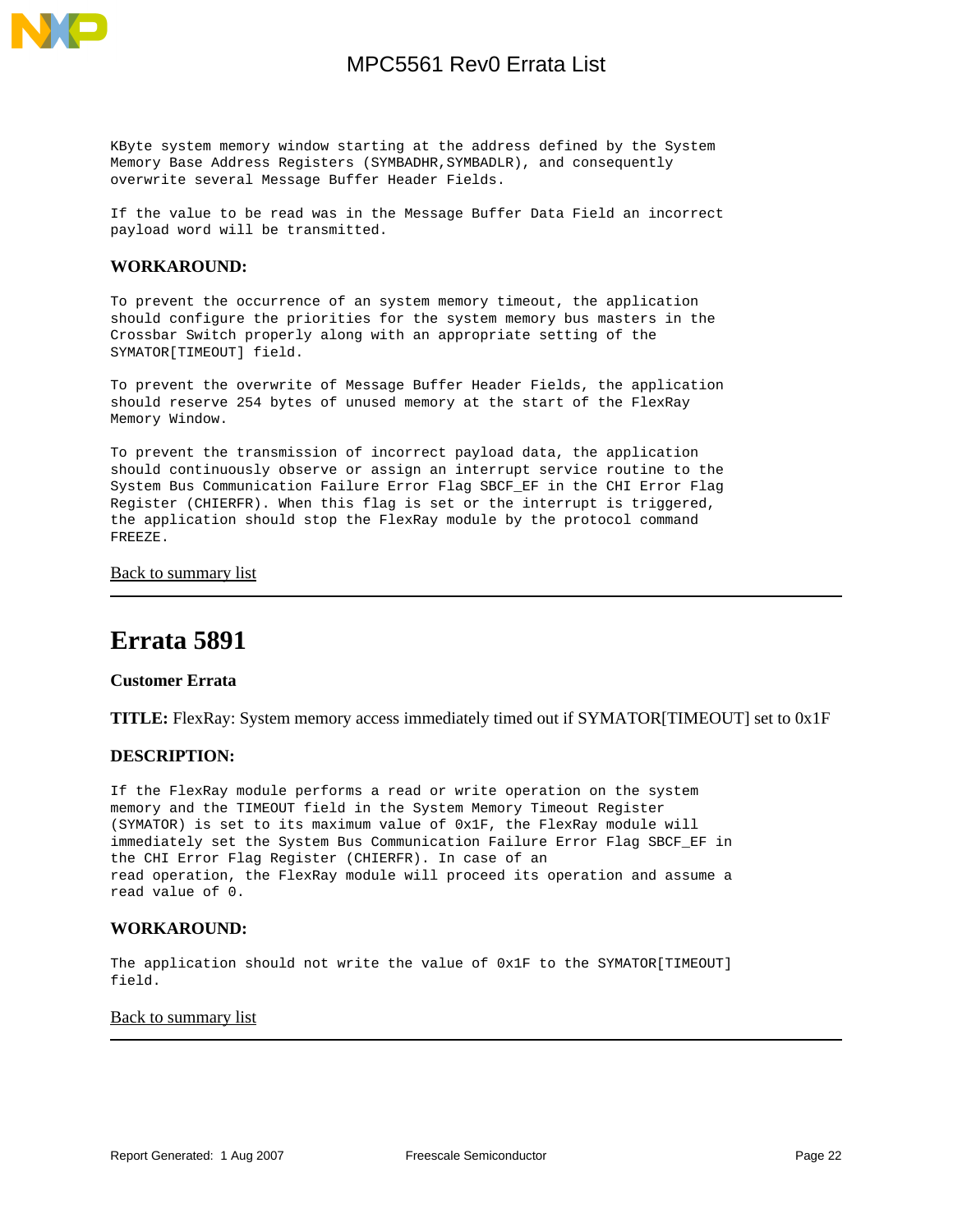KByte system memory window starting at the address defined by the System Memory Base Address Registers (SYMBADHR,SYMBADLR), and consequently overwrite several Message Buffer Header Fields.

If the value to be read was in the Message Buffer Data Field an incorrect payload word will be transmitted.

### WORKAROUND:

To prevent the occurrence of an system memory timeout, the application should configure the priorities for the system memory bus masters in the Crossbar Switch properly along with an appropriate setting of the SYMATOR[TIMEOUT] field.

To prevent the overwrite of Message Buffer Header Fields, the application should reserve 254 bytes of unused memory at the start of the FlexRay Memory Window.

To prevent the transmission of incorrect payload data, the application should continuously observe or assign an interrupt service routine to the System Bus Communication Failure Error Flag SBCF_EF in the CHI Error Flag Register (CHIERFR). When this flag is set or the interrupt is triggered, the application should stop the FlexRay module by the protocol command FREEZE.

Back to summary list

---

## Errata 5891

**Customer Errata**

**TITLE:** FlexRay: System memory access immediately timed out if SYMATOR[TIMEOUT] set to 0x1F

### DESCRIPTION:

If the FlexRay module performs a read or write operation on the system memory and the TIMEOUT field in the System Memory Timeout Register (SYMATOR) is set to its maximum value of 0x1F, the FlexRay module will immediately set the System Bus Communication Failure Error Flag SBCF_EF in the CHI Error Flag Register (CHIERFR). In case of an read operation, the FlexRay module will proceed its operation and assume a read value of 0.

### WORKAROUND:

The application should not write the value of 0x1F to the SYMATOR[TIMEOUT] field.

Back to summary list

---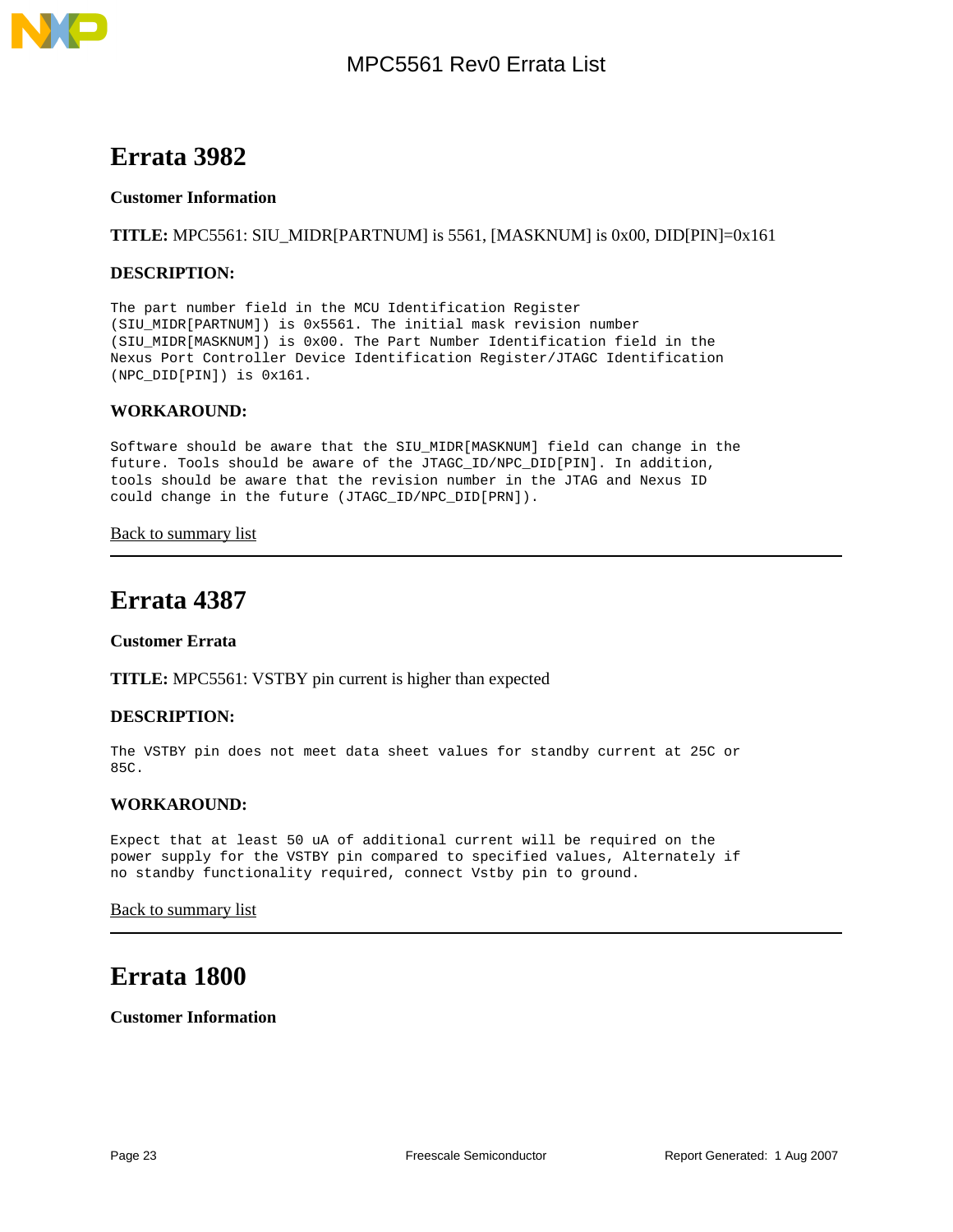# Errata 3982

**Customer Information**

**TITLE:** MPC5561: SIU_MIDR[PARTNUM] is 5561, [MASKNUM] is 0x00, DID[PIN]=0x161

**DESCRIPTION:**

```
The part number field in the MCU Identification Register
(SIU_MIDR[PARTNUM]) is 0x5561. The initial mask revision number
(SIU_MIDR[MASKNUM]) is 0x00. The Part Number Identification field in the
Nexus Port Controller Device Identification Register/JTAGC Identification
(NPC_DID[PIN]) is 0x161.
```

**WORKAROUND:**

```
Software should be aware that the SIU_MIDR[MASKNUM] field can change in the
future. Tools should be aware of the JTAGC_ID/NPC_DID[PIN]. In addition,
tools should be aware that the revision number in the JTAG and Nexus ID
could change in the future (JTAGC_ID/NPC_DID[PRN]).
```

Back to summary list

---

# Errata 4387

**Customer Errata**

**TITLE:** MPC5561: VSTBY pin current is higher than expected

**DESCRIPTION:**

```
The VSTBY pin does not meet data sheet values for standby current at 25C or
85C.
```

**WORKAROUND:**

```
Expect that at least 50 uA of additional current will be required on the
power supply for the VSTBY pin compared to specified values, Alternately if
no standby functionality required, connect Vstby pin to ground.
```

Back to summary list

---

# Errata 1800

**Customer Information**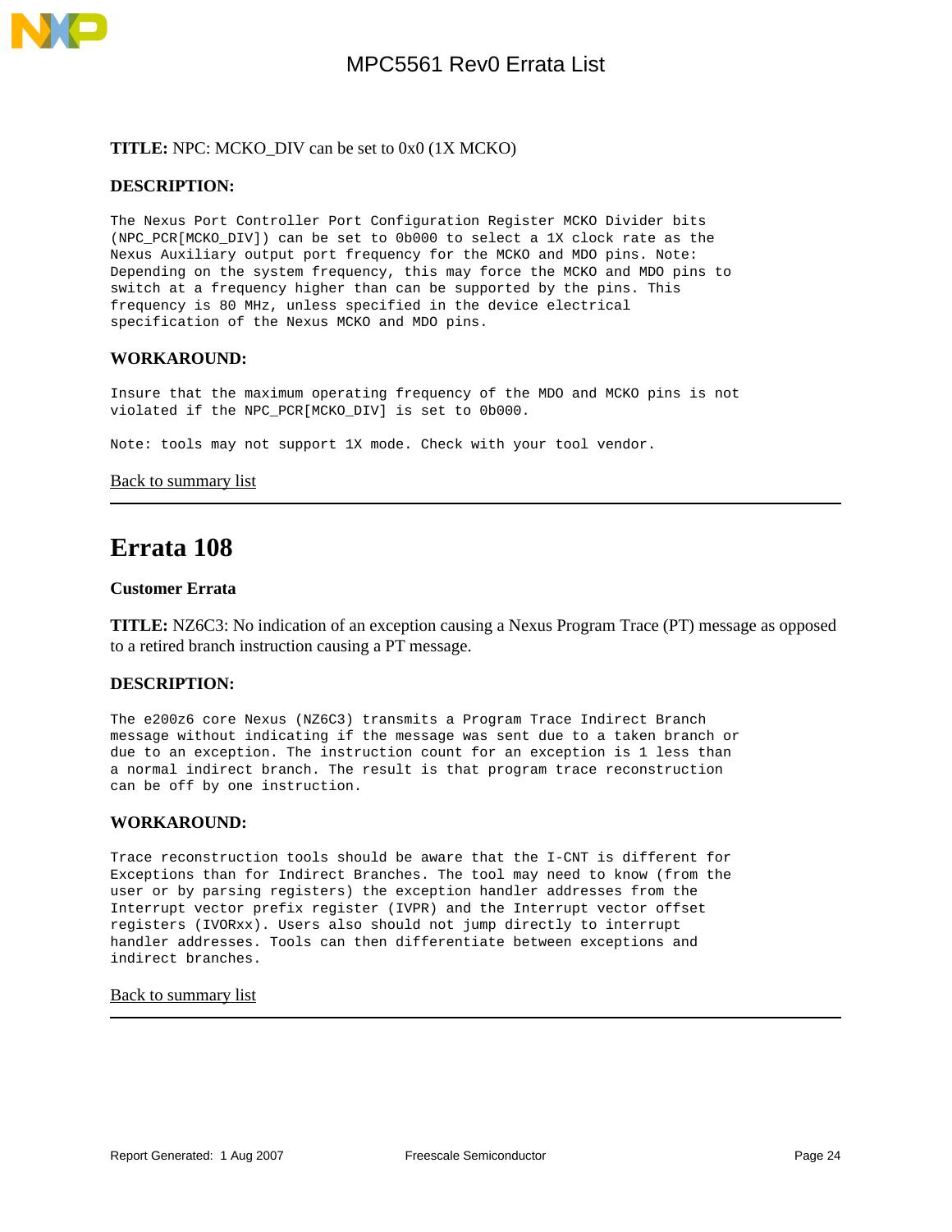**TITLE:** NPC: MCKO_DIV can be set to 0x0 (1X MCKO)

**DESCRIPTION:**

The Nexus Port Controller Port Configuration Register MCKO Divider bits (NPC_PCR[MCKO_DIV]) can be set to 0b000 to select a 1X clock rate as the Nexus Auxiliary output port frequency for the MCKO and MDO pins. Note: Depending on the system frequency, this may force the MCKO and MDO pins to switch at a frequency higher than can be supported by the pins. This frequency is 80 MHz, unless specified in the device electrical specification of the Nexus MCKO and MDO pins.

**WORKAROUND:**

Insure that the maximum operating frequency of the MDO and MCKO pins is not violated if the NPC_PCR[MCKO_DIV] is set to 0b000.

Note: tools may not support 1X mode. Check with your tool vendor.

Back to summary list

---

# Errata 108

**Customer Errata**

**TITLE:** NZ6C3: No indication of an exception causing a Nexus Program Trace (PT) message as opposed to a retired branch instruction causing a PT message.

**DESCRIPTION:**

The e200z6 core Nexus (NZ6C3) transmits a Program Trace Indirect Branch message without indicating if the message was sent due to a taken branch or due to an exception. The instruction count for an exception is 1 less than a normal indirect branch. The result is that program trace reconstruction can be off by one instruction.

**WORKAROUND:**

Trace reconstruction tools should be aware that the I-CNT is different for Exceptions than for Indirect Branches. The tool may need to know (from the user or by parsing registers) the exception handler addresses from the Interrupt vector prefix register (IVPR) and the Interrupt vector offset registers (IVORxx). Users also should not jump directly to interrupt handler addresses. Tools can then differentiate between exceptions and indirect branches.

Back to summary list

---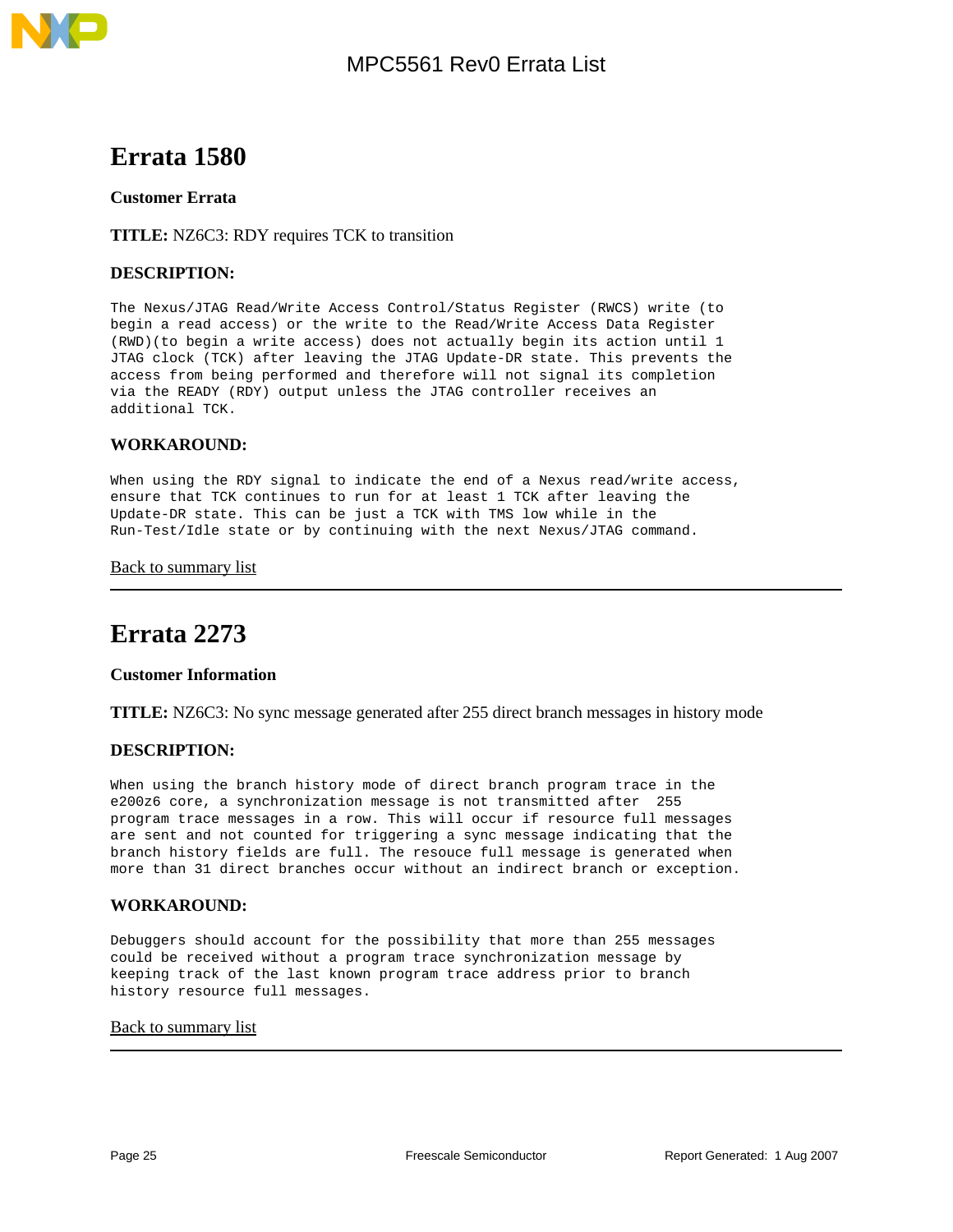# Errata 1580

**Customer Errata**

**TITLE:** NZ6C3: RDY requires TCK to transition

### DESCRIPTION:

The Nexus/JTAG Read/Write Access Control/Status Register (RWCS) write (to begin a read access) or the write to the Read/Write Access Data Register (RWD)(to begin a write access) does not actually begin its action until 1 JTAG clock (TCK) after leaving the JTAG Update-DR state. This prevents the access from being performed and therefore will not signal its completion via the READY (RDY) output unless the JTAG controller receives an additional TCK.

### WORKAROUND:

When using the RDY signal to indicate the end of a Nexus read/write access, ensure that TCK continues to run for at least 1 TCK after leaving the Update-DR state. This can be just a TCK with TMS low while in the Run-Test/Idle state or by continuing with the next Nexus/JTAG command.

Back to summary list

---

# Errata 2273

**Customer Information**

**TITLE:** NZ6C3: No sync message generated after 255 direct branch messages in history mode

### DESCRIPTION:

When using the branch history mode of direct branch program trace in the e200z6 core, a synchronization message is not transmitted after 255 program trace messages in a row. This will occur if resource full messages are sent and not counted for triggering a sync message indicating that the branch history fields are full. The resouce full message is generated when more than 31 direct branches occur without an indirect branch or exception.

### WORKAROUND:

Debuggers should account for the possibility that more than 255 messages could be received without a program trace synchronization message by keeping track of the last known program trace address prior to branch history resource full messages.

Back to summary list

---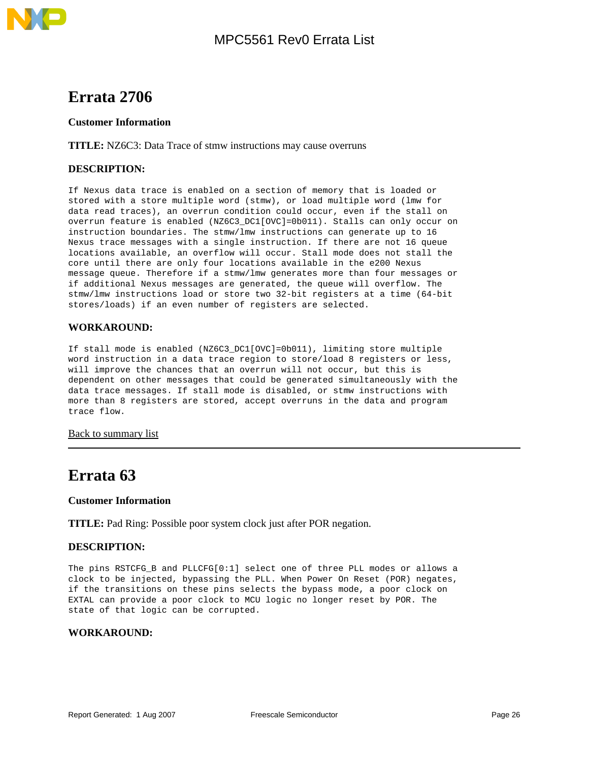## Errata 2706

**Customer Information**

**TITLE:** NZ6C3: Data Trace of stmw instructions may cause overruns

**DESCRIPTION:**

If Nexus data trace is enabled on a section of memory that is loaded or stored with a store multiple word (stmw), or load multiple word (lmw for data read traces), an overrun condition could occur, even if the stall on overrun feature is enabled (NZ6C3_DC1[OVC]=0b011). Stalls can only occur on instruction boundaries. The stmw/lmw instructions can generate up to 16 Nexus trace messages with a single instruction. If there are not 16 queue locations available, an overflow will occur. Stall mode does not stall the core until there are only four locations available in the e200 Nexus message queue. Therefore if a stmw/lmw generates more than four messages or if additional Nexus messages are generated, the queue will overflow. The stmw/lmw instructions load or store two 32-bit registers at a time (64-bit stores/loads) if an even number of registers are selected.

**WORKAROUND:**

If stall mode is enabled (NZ6C3_DC1[OVC]=0b011), limiting store multiple word instruction in a data trace region to store/load 8 registers or less, will improve the chances that an overrun will not occur, but this is dependent on other messages that could be generated simultaneously with the data trace messages. If stall mode is disabled, or stmw instructions with more than 8 registers are stored, accept overruns in the data and program trace flow.

Back to summary list

---

## Errata 63

**Customer Information**

**TITLE:** Pad Ring: Possible poor system clock just after POR negation.

**DESCRIPTION:**

The pins RSTCFG_B and PLLCFG[0:1] select one of three PLL modes or allows a clock to be injected, bypassing the PLL. When Power On Reset (POR) negates, if the transitions on these pins selects the bypass mode, a poor clock on EXTAL can provide a poor clock to MCU logic no longer reset by POR. The state of that logic can be corrupted.

**WORKAROUND:**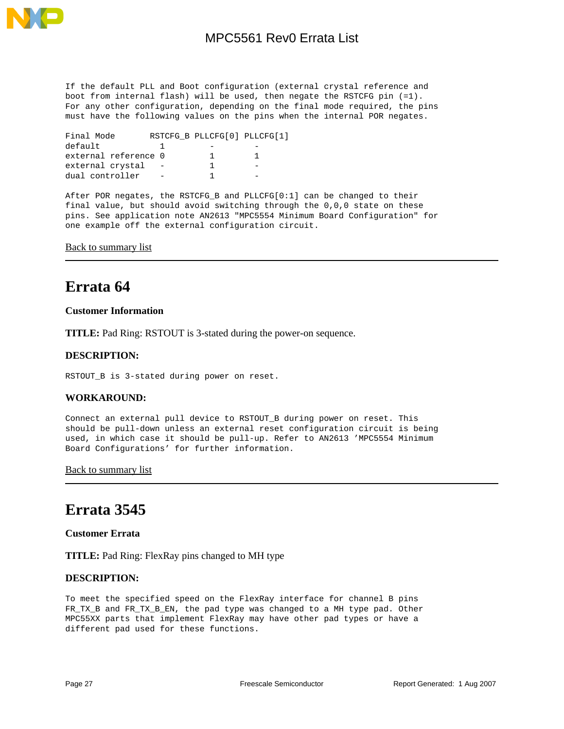If the default PLL and Boot configuration (external crystal reference and boot from internal flash) will be used, then negate the RSTCFG pin (=1). For any other configuration, depending on the final mode required, the pins must have the following values on the pins when the internal POR negates.

| Final Mode | RSTCFG_B | PLLCFG[0] | PLLCFG[1] |
|---|---|---|---|
| default | 1 | - | - |
| external reference | 0 | 1 | 1 |
| external crystal | - | 1 | - |
| dual controller | - | 1 | - |

After POR negates, the RSTCFG_B and PLLCFG[0:1] can be changed to their final value, but should avoid switching through the 0,0,0 state on these pins. See application note AN2613 "MPC5554 Minimum Board Configuration" for one example off the external configuration circuit.

Back to summary list

---

# Errata 64

### Customer Information

**TITLE:** Pad Ring: RSTOUT is 3-stated during the power-on sequence.

### DESCRIPTION:

RSTOUT_B is 3-stated during power on reset.

### WORKAROUND:

Connect an external pull device to RSTOUT_B during power on reset. This should be pull-down unless an external reset configuration circuit is being used, in which case it should be pull-up. Refer to AN2613 'MPC5554 Minimum Board Configurations' for further information.

Back to summary list

---

# Errata 3545

### Customer Errata

**TITLE:** Pad Ring: FlexRay pins changed to MH type

### DESCRIPTION:

To meet the specified speed on the FlexRay interface for channel B pins FR_TX_B and FR_TX_B_EN, the pad type was changed to a MH type pad. Other MPC55XX parts that implement FlexRay may have other pad types or have a different pad used for these functions.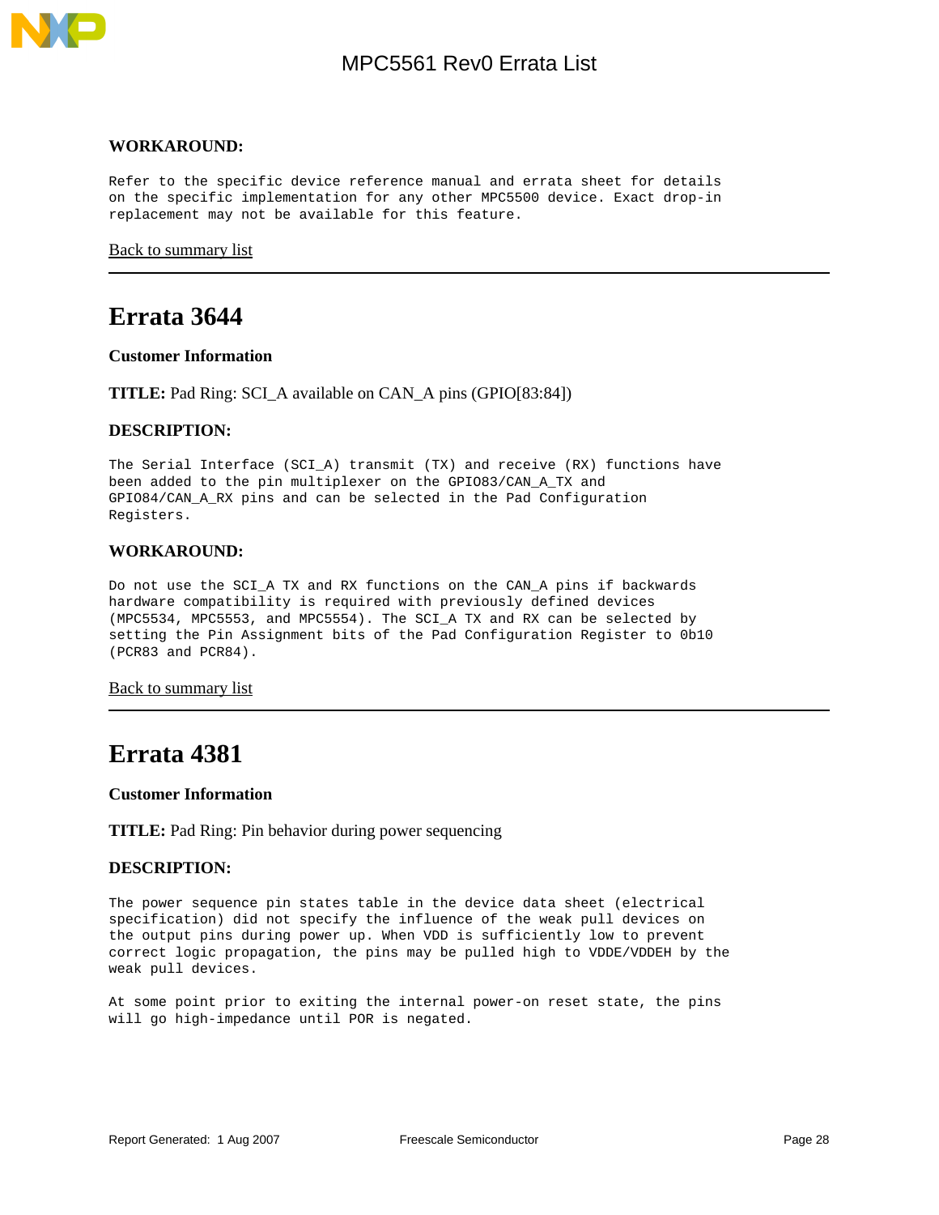**WORKAROUND:**

```
Refer to the specific device reference manual and errata sheet for details
on the specific implementation for any other MPC5500 device. Exact drop-in
replacement may not be available for this feature.
```

Back to summary list

---

# Errata 3644

**Customer Information**

**TITLE:** Pad Ring: SCI_A available on CAN_A pins (GPIO[83:84])

**DESCRIPTION:**

```
The Serial Interface (SCI_A) transmit (TX) and receive (RX) functions have
been added to the pin multiplexer on the GPIO83/CAN_A_TX and
GPIO84/CAN_A_RX pins and can be selected in the Pad Configuration
Registers.
```

**WORKAROUND:**

```
Do not use the SCI_A TX and RX functions on the CAN_A pins if backwards
hardware compatibility is required with previously defined devices
(MPC5534, MPC5553, and MPC5554). The SCI_A TX and RX can be selected by
setting the Pin Assignment bits of the Pad Configuration Register to 0b10
(PCR83 and PCR84).
```

Back to summary list

---

# Errata 4381

**Customer Information**

**TITLE:** Pad Ring: Pin behavior during power sequencing

**DESCRIPTION:**

```
The power sequence pin states table in the device data sheet (electrical
specification) did not specify the influence of the weak pull devices on
the output pins during power up. When VDD is sufficiently low to prevent
correct logic propagation, the pins may be pulled high to VDDE/VDDEH by the
weak pull devices.

At some point prior to exiting the internal power-on reset state, the pins
will go high-impedance until POR is negated.
```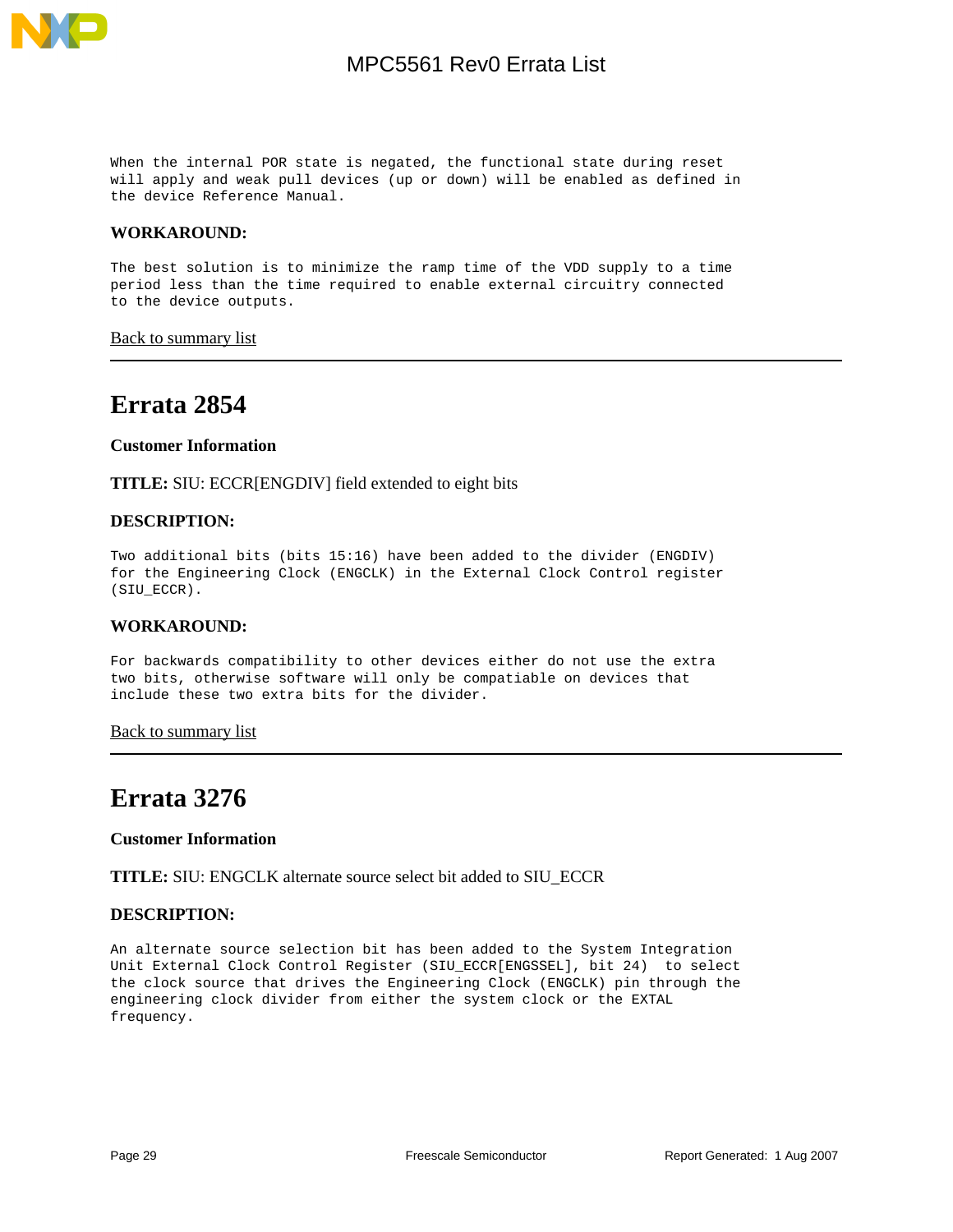When the internal POR state is negated, the functional state during reset will apply and weak pull devices (up or down) will be enabled as defined in the device Reference Manual.

**WORKAROUND:**

The best solution is to minimize the ramp time of the VDD supply to a time period less than the time required to enable external circuitry connected to the device outputs.

Back to summary list

---

# Errata 2854

**Customer Information**

**TITLE:** SIU: ECCR[ENGDIV] field extended to eight bits

**DESCRIPTION:**

Two additional bits (bits 15:16) have been added to the divider (ENGDIV) for the Engineering Clock (ENGCLK) in the External Clock Control register (SIU_ECCR).

**WORKAROUND:**

For backwards compatibility to other devices either do not use the extra two bits, otherwise software will only be compatiable on devices that include these two extra bits for the divider.

Back to summary list

---

# Errata 3276

**Customer Information**

**TITLE:** SIU: ENGCLK alternate source select bit added to SIU_ECCR

**DESCRIPTION:**

An alternate source selection bit has been added to the System Integration Unit External Clock Control Register (SIU_ECCR[ENGSSEL], bit 24) to select the clock source that drives the Engineering Clock (ENGCLK) pin through the engineering clock divider from either the system clock or the EXTAL frequency.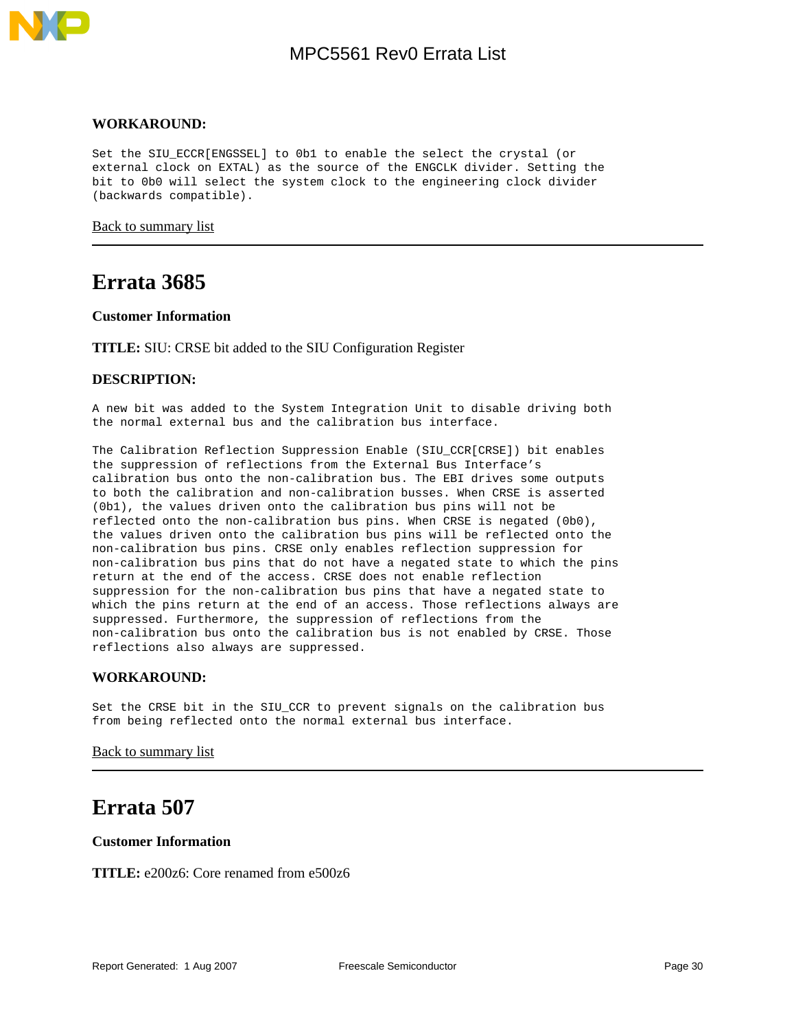**WORKAROUND:**

Set the SIU_ECCR[ENGSSEL] to 0b1 to enable the select the crystal (or external clock on EXTAL) as the source of the ENGCLK divider. Setting the bit to 0b0 will select the system clock to the engineering clock divider (backwards compatible).

Back to summary list

---

# Errata 3685

**Customer Information**

**TITLE:** SIU: CRSE bit added to the SIU Configuration Register

**DESCRIPTION:**

A new bit was added to the System Integration Unit to disable driving both the normal external bus and the calibration bus interface.

The Calibration Reflection Suppression Enable (SIU_CCR[CRSE]) bit enables the suppression of reflections from the External Bus Interface's calibration bus onto the non-calibration bus. The EBI drives some outputs to both the calibration and non-calibration busses. When CRSE is asserted (0b1), the values driven onto the calibration bus pins will not be reflected onto the non-calibration bus pins. When CRSE is negated (0b0), the values driven onto the calibration bus pins will be reflected onto the non-calibration bus pins. CRSE only enables reflection suppression for non-calibration bus pins that do not have a negated state to which the pins return at the end of the access. CRSE does not enable reflection suppression for the non-calibration bus pins that have a negated state to which the pins return at the end of an access. Those reflections always are suppressed. Furthermore, the suppression of reflections from the non-calibration bus onto the calibration bus is not enabled by CRSE. Those reflections also always are suppressed.

**WORKAROUND:**

Set the CRSE bit in the SIU_CCR to prevent signals on the calibration bus from being reflected onto the normal external bus interface.

Back to summary list

---

# Errata 507

**Customer Information**

**TITLE:** e200z6: Core renamed from e500z6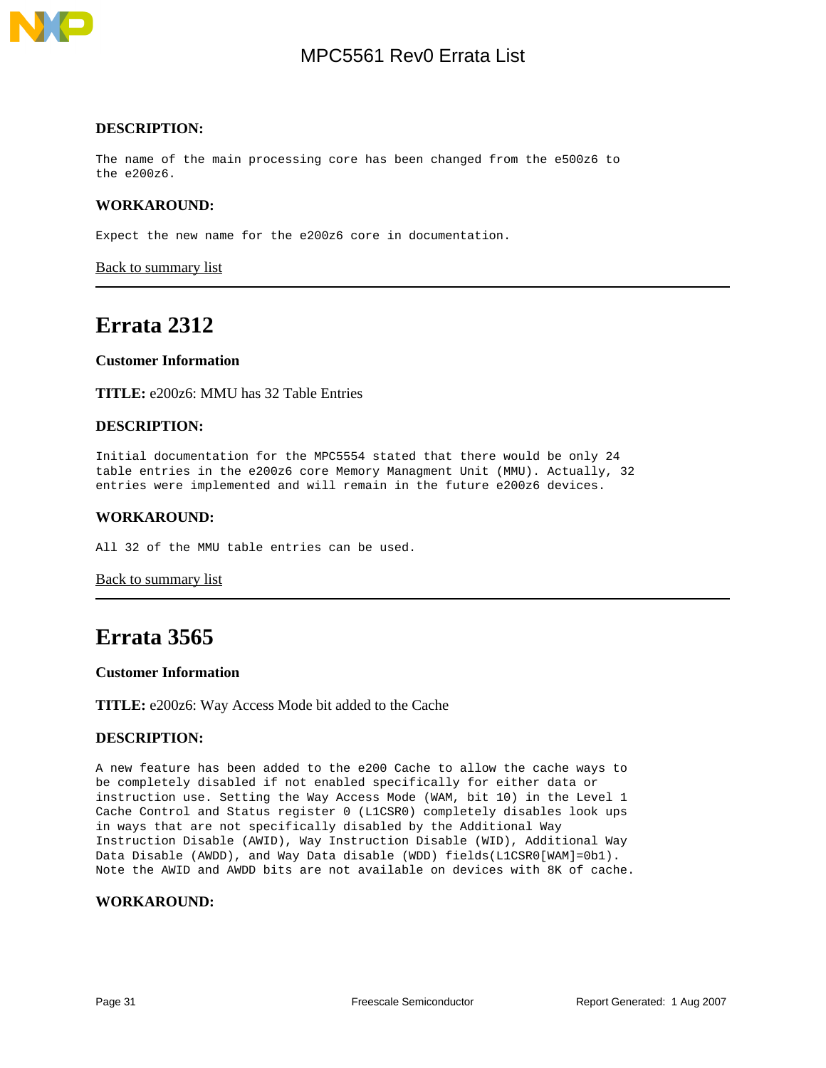### DESCRIPTION:

The name of the main processing core has been changed from the e500z6 to the e200z6.

### WORKAROUND:

Expect the new name for the e200z6 core in documentation.

Back to summary list

---

## Errata 2312

**Customer Information**

**TITLE:** e200z6: MMU has 32 Table Entries

### DESCRIPTION:

Initial documentation for the MPC5554 stated that there would be only 24 table entries in the e200z6 core Memory Managment Unit (MMU). Actually, 32 entries were implemented and will remain in the future e200z6 devices.

### WORKAROUND:

All 32 of the MMU table entries can be used.

Back to summary list

---

## Errata 3565

**Customer Information**

**TITLE:** e200z6: Way Access Mode bit added to the Cache

### DESCRIPTION:

A new feature has been added to the e200 Cache to allow the cache ways to be completely disabled if not enabled specifically for either data or instruction use. Setting the Way Access Mode (WAM, bit 10) in the Level 1 Cache Control and Status register 0 (L1CSR0) completely disables look ups in ways that are not specifically disabled by the Additional Way Instruction Disable (AWID), Way Instruction Disable (WID), Additional Way Data Disable (AWDD), and Way Data disable (WDD) fields(L1CSR0[WAM]=0b1). Note the AWID and AWDD bits are not available on devices with 8K of cache.

### WORKAROUND: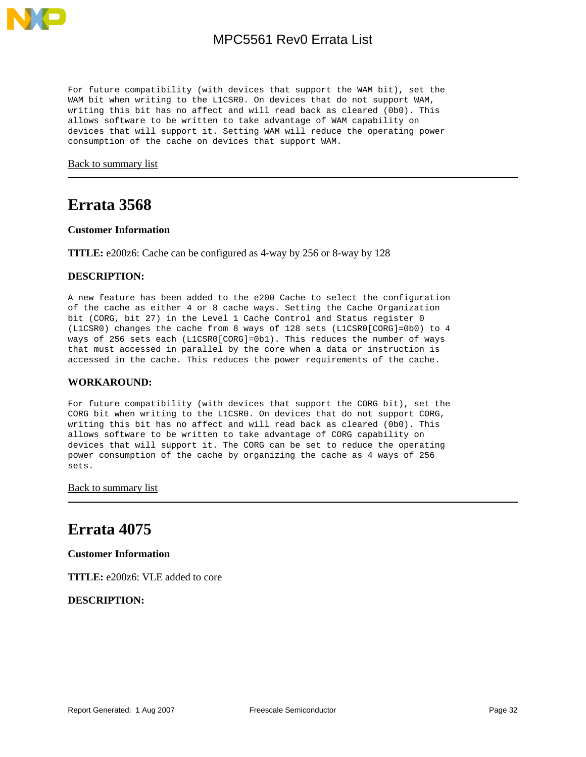For future compatibility (with devices that support the WAM bit), set the WAM bit when writing to the L1CSR0. On devices that do not support WAM, writing this bit has no affect and will read back as cleared (0b0). This allows software to be written to take advantage of WAM capability on devices that will support it. Setting WAM will reduce the operating power consumption of the cache on devices that support WAM.

Back to summary list

---

# Errata 3568

**Customer Information**

**TITLE:** e200z6: Cache can be configured as 4-way by 256 or 8-way by 128

**DESCRIPTION:**

A new feature has been added to the e200 Cache to select the configuration of the cache as either 4 or 8 cache ways. Setting the Cache Organization bit (CORG, bit 27) in the Level 1 Cache Control and Status register 0 (L1CSR0) changes the cache from 8 ways of 128 sets (L1CSR0[CORG]=0b0) to 4 ways of 256 sets each (L1CSR0[CORG]=0b1). This reduces the number of ways that must accessed in parallel by the core when a data or instruction is accessed in the cache. This reduces the power requirements of the cache.

**WORKAROUND:**

For future compatibility (with devices that support the CORG bit), set the CORG bit when writing to the L1CSR0. On devices that do not support CORG, writing this bit has no affect and will read back as cleared (0b0). This allows software to be written to take advantage of CORG capability on devices that will support it. The CORG can be set to reduce the operating power consumption of the cache by organizing the cache as 4 ways of 256 sets.

Back to summary list

---

# Errata 4075

**Customer Information**

**TITLE:** e200z6: VLE added to core

**DESCRIPTION:**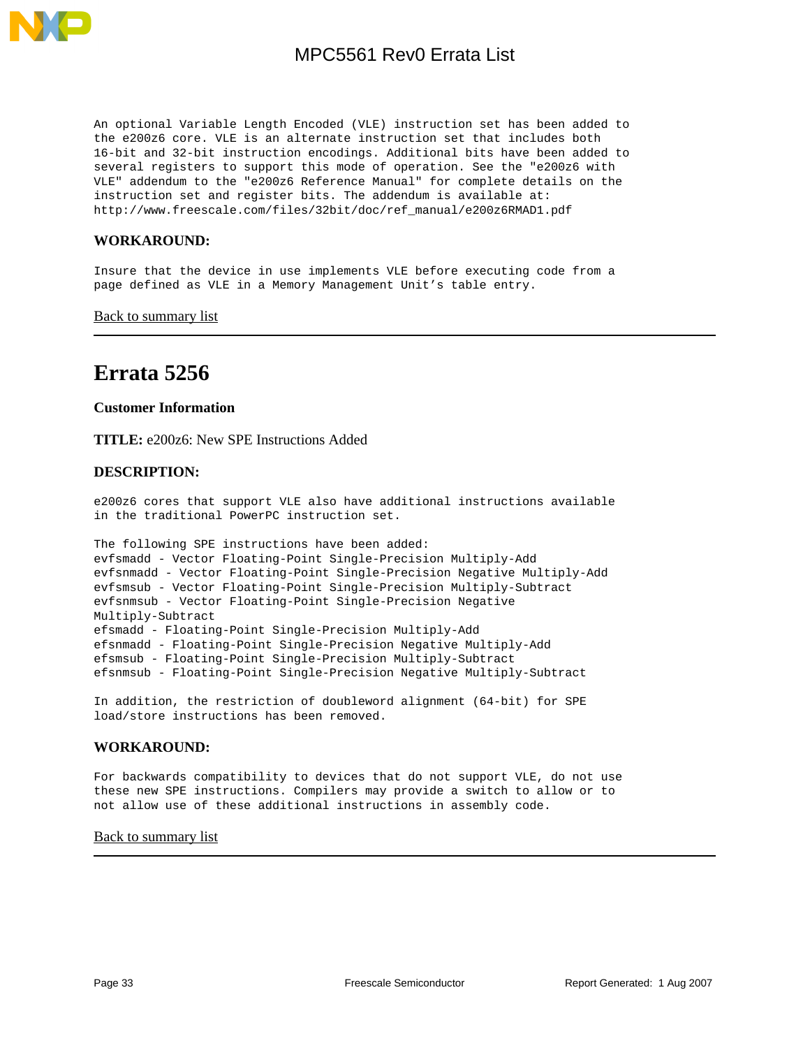An optional Variable Length Encoded (VLE) instruction set has been added to the e200z6 core. VLE is an alternate instruction set that includes both 16-bit and 32-bit instruction encodings. Additional bits have been added to several registers to support this mode of operation. See the "e200z6 with VLE" addendum to the "e200z6 Reference Manual" for complete details on the instruction set and register bits. The addendum is available at: http://www.freescale.com/files/32bit/doc/ref_manual/e200z6RMAD1.pdf

### WORKAROUND:

Insure that the device in use implements VLE before executing code from a page defined as VLE in a Memory Management Unit's table entry.

Back to summary list

---

## Errata 5256

### Customer Information

**TITLE:** e200z6: New SPE Instructions Added

### DESCRIPTION:

e200z6 cores that support VLE also have additional instructions available in the traditional PowerPC instruction set.

The following SPE instructions have been added:
evfsmadd - Vector Floating-Point Single-Precision Multiply-Add
evfsnmadd - Vector Floating-Point Single-Precision Negative Multiply-Add
evfsmsub - Vector Floating-Point Single-Precision Multiply-Subtract
evfsnmsub - Vector Floating-Point Single-Precision Negative Multiply-Subtract
efsmadd - Floating-Point Single-Precision Multiply-Add
efsnmadd - Floating-Point Single-Precision Negative Multiply-Add
efsmsub - Floating-Point Single-Precision Multiply-Subtract
efsnmsub - Floating-Point Single-Precision Negative Multiply-Subtract

In addition, the restriction of doubleword alignment (64-bit) for SPE load/store instructions has been removed.

### WORKAROUND:

For backwards compatibility to devices that do not support VLE, do not use these new SPE instructions. Compilers may provide a switch to allow or to not allow use of these additional instructions in assembly code.

Back to summary list

---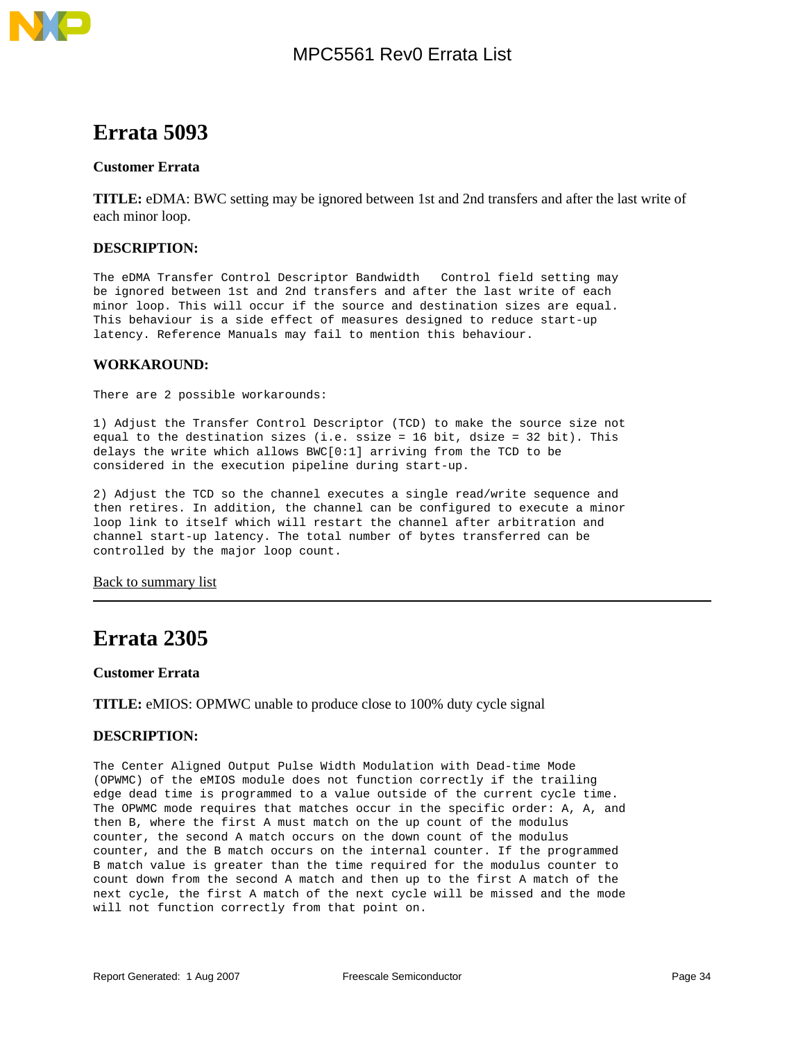# Errata 5093

**Customer Errata**

**TITLE:** eDMA: BWC setting may be ignored between 1st and 2nd transfers and after the last write of each minor loop.

### DESCRIPTION:

The eDMA Transfer Control Descriptor Bandwidth Control field setting may be ignored between 1st and 2nd transfers and after the last write of each minor loop. This will occur if the source and destination sizes are equal. This behaviour is a side effect of measures designed to reduce start-up latency. Reference Manuals may fail to mention this behaviour.

### WORKAROUND:

There are 2 possible workarounds:

1) Adjust the Transfer Control Descriptor (TCD) to make the source size not equal to the destination sizes (i.e. ssize = 16 bit, dsize = 32 bit). This delays the write which allows BWC[0:1] arriving from the TCD to be considered in the execution pipeline during start-up.

2) Adjust the TCD so the channel executes a single read/write sequence and then retires. In addition, the channel can be configured to execute a minor loop link to itself which will restart the channel after arbitration and channel start-up latency. The total number of bytes transferred can be controlled by the major loop count.

Back to summary list

---

# Errata 2305

**Customer Errata**

**TITLE:** eMIOS: OPMWC unable to produce close to 100% duty cycle signal

### DESCRIPTION:

The Center Aligned Output Pulse Width Modulation with Dead-time Mode (OPWMC) of the eMIOS module does not function correctly if the trailing edge dead time is programmed to a value outside of the current cycle time. The OPWMC mode requires that matches occur in the specific order: A, A, and then B, where the first A must match on the up count of the modulus counter, the second A match occurs on the down count of the modulus counter, and the B match occurs on the internal counter. If the programmed B match value is greater than the time required for the modulus counter to count down from the second A match and then up to the first A match of the next cycle, the first A match of the next cycle will be missed and the mode will not function correctly from that point on.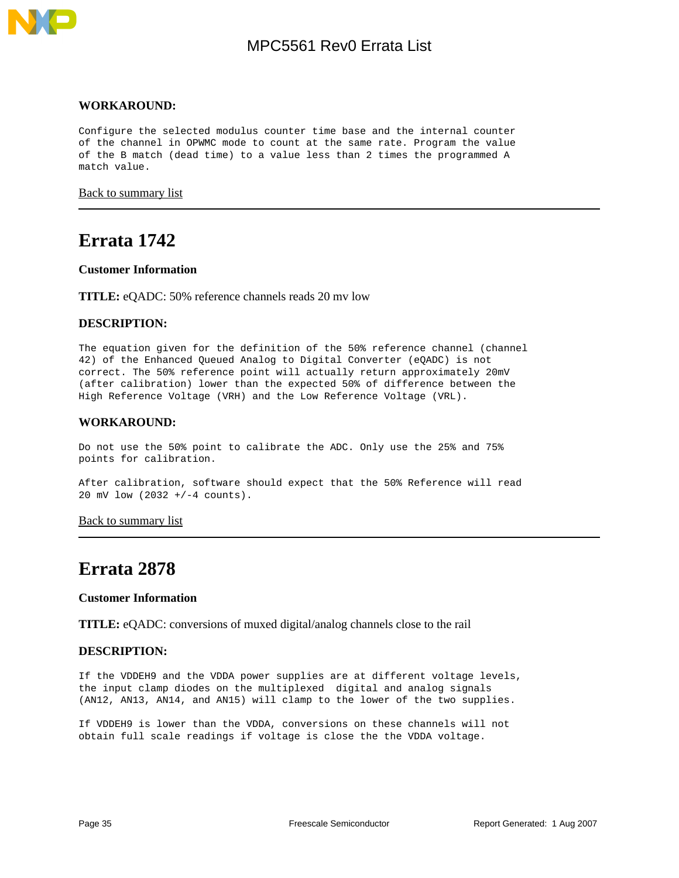**WORKAROUND:**

Configure the selected modulus counter time base and the internal counter of the channel in OPWMC mode to count at the same rate. Program the value of the B match (dead time) to a value less than 2 times the programmed A match value.

Back to summary list

---

# Errata 1742

**Customer Information**

**TITLE:** eQADC: 50% reference channels reads 20 mv low

**DESCRIPTION:**

The equation given for the definition of the 50% reference channel (channel 42) of the Enhanced Queued Analog to Digital Converter (eQADC) is not correct. The 50% reference point will actually return approximately 20mV (after calibration) lower than the expected 50% of difference between the High Reference Voltage (VRH) and the Low Reference Voltage (VRL).

**WORKAROUND:**

Do not use the 50% point to calibrate the ADC. Only use the 25% and 75% points for calibration.

After calibration, software should expect that the 50% Reference will read 20 mV low (2032 +/-4 counts).

Back to summary list

---

# Errata 2878

**Customer Information**

**TITLE:** eQADC: conversions of muxed digital/analog channels close to the rail

**DESCRIPTION:**

If the VDDEH9 and the VDDA power supplies are at different voltage levels, the input clamp diodes on the multiplexed digital and analog signals (AN12, AN13, AN14, and AN15) will clamp to the lower of the two supplies.

If VDDEH9 is lower than the VDDA, conversions on these channels will not obtain full scale readings if voltage is close the the VDDA voltage.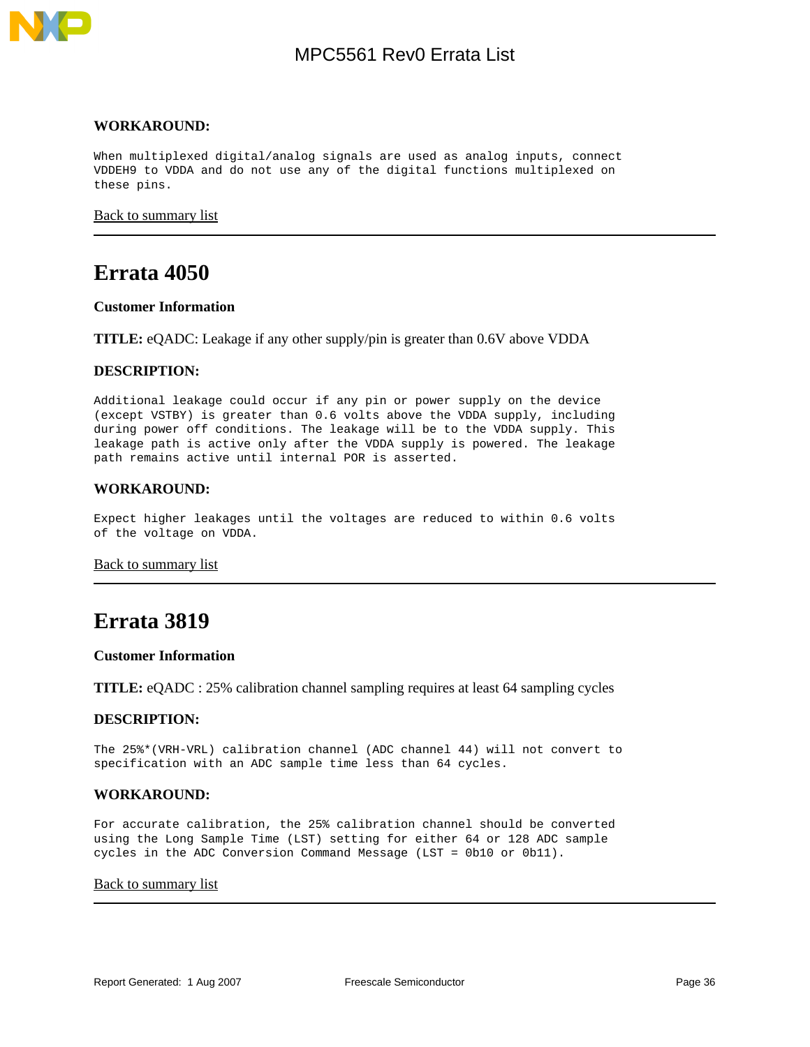**WORKAROUND:**

When multiplexed digital/analog signals are used as analog inputs, connect VDDEH9 to VDDA and do not use any of the digital functions multiplexed on these pins.

Back to summary list

---

# Errata 4050

**Customer Information**

**TITLE:** eQADC: Leakage if any other supply/pin is greater than 0.6V above VDDA

**DESCRIPTION:**

Additional leakage could occur if any pin or power supply on the device (except VSTBY) is greater than 0.6 volts above the VDDA supply, including during power off conditions. The leakage will be to the VDDA supply. This leakage path is active only after the VDDA supply is powered. The leakage path remains active until internal POR is asserted.

**WORKAROUND:**

Expect higher leakages until the voltages are reduced to within 0.6 volts of the voltage on VDDA.

Back to summary list

---

# Errata 3819

**Customer Information**

**TITLE:** eQADC : 25% calibration channel sampling requires at least 64 sampling cycles

**DESCRIPTION:**

The 25%*(VRH-VRL) calibration channel (ADC channel 44) will not convert to specification with an ADC sample time less than 64 cycles.

**WORKAROUND:**

For accurate calibration, the 25% calibration channel should be converted using the Long Sample Time (LST) setting for either 64 or 128 ADC sample cycles in the ADC Conversion Command Message (LST = 0b10 or 0b11).

Back to summary list

---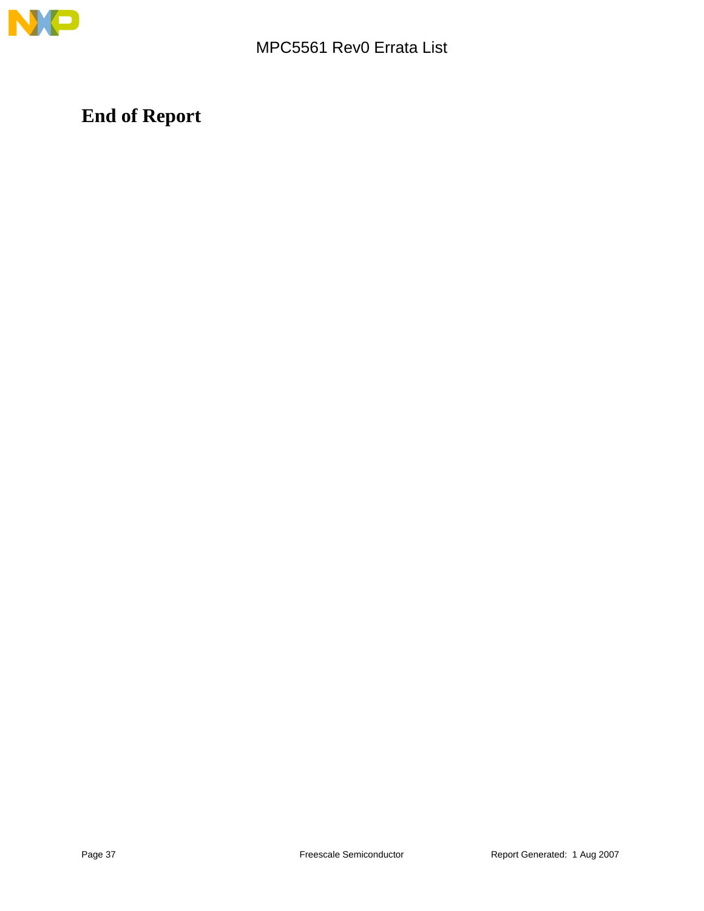# End of Report